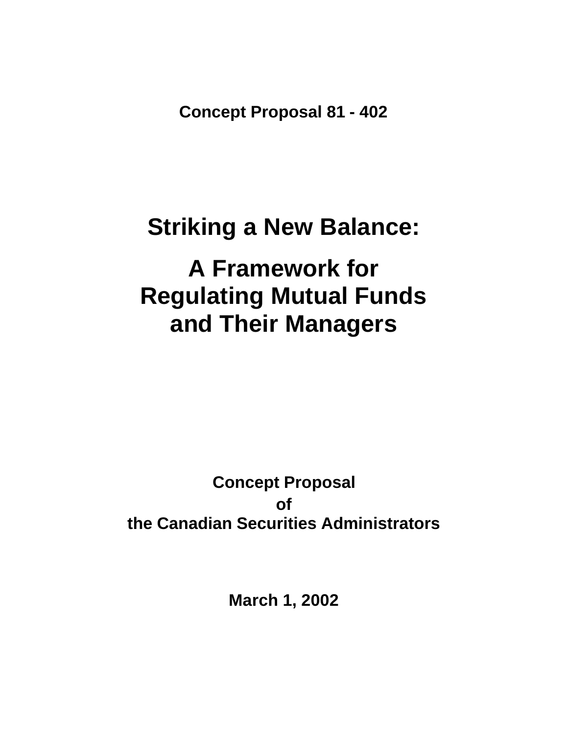**Concept Proposal 81 - 402**

# Striking a New Balance:

# A Framework for Regulating Mutual Funds and Their Managers

**Concept Proposal**
**of**
**the Canadian Securities Administrators**

**March 1, 2002**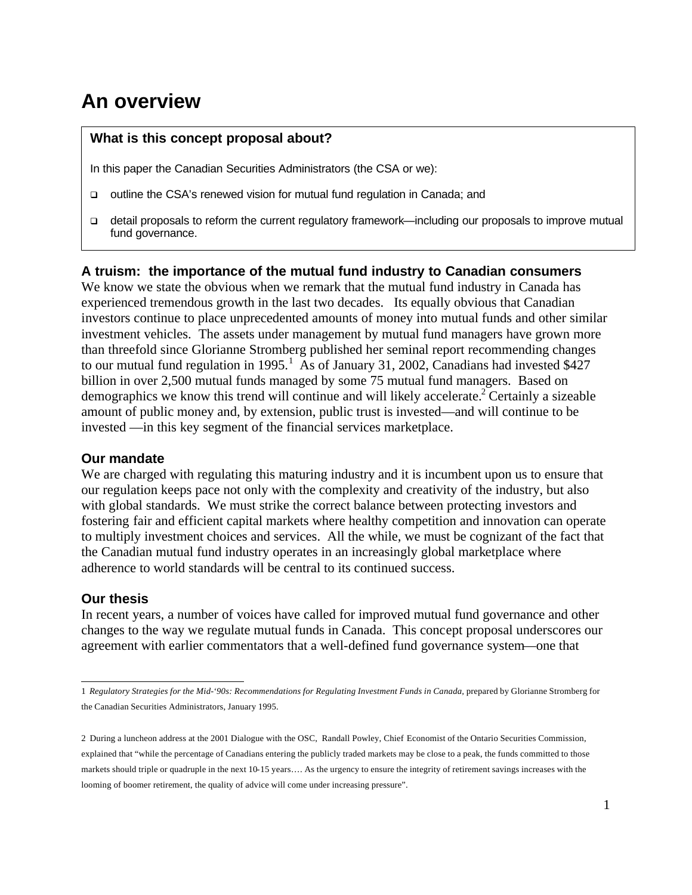# An overview

**What is this concept proposal about?**

In this paper the Canadian Securities Administrators (the CSA or we):

- outline the CSA's renewed vision for mutual fund regulation in Canada; and
- detail proposals to reform the current regulatory framework—including our proposals to improve mutual fund governance.

### A truism: the importance of the mutual fund industry to Canadian consumers

We know we state the obvious when we remark that the mutual fund industry in Canada has experienced tremendous growth in the last two decades. Its equally obvious that Canadian investors continue to place unprecedented amounts of money into mutual funds and other similar investment vehicles. The assets under management by mutual fund managers have grown more than threefold since Glorianne Stromberg published her seminal report recommending changes to our mutual fund regulation in 1995.[1] As of January 31, 2002, Canadians had invested $427 billion in over 2,500 mutual funds managed by some 75 mutual fund managers. Based on demographics we know this trend will continue and will likely accelerate.[2] Certainly a sizeable amount of public money and, by extension, public trust is invested—and will continue to be invested —in this key segment of the financial services marketplace.

### Our mandate

We are charged with regulating this maturing industry and it is incumbent upon us to ensure that our regulation keeps pace not only with the complexity and creativity of the industry, but also with global standards. We must strike the correct balance between protecting investors and fostering fair and efficient capital markets where healthy competition and innovation can operate to multiply investment choices and services. All the while, we must be cognizant of the fact that the Canadian mutual fund industry operates in an increasingly global marketplace where adherence to world standards will be central to its continued success.

### Our thesis

In recent years, a number of voices have called for improved mutual fund governance and other changes to the way we regulate mutual funds in Canada. This concept proposal underscores our agreement with earlier commentators that a well-defined fund governance system—one that

---

1 *Regulatory Strategies for the Mid-'90s: Recommendations for Regulating Investment Funds in Canada*, prepared by Glorianne Stromberg for the Canadian Securities Administrators, January 1995.

2 During a luncheon address at the 2001 Dialogue with the OSC, Randall Powley, Chief Economist of the Ontario Securities Commission, explained that "while the percentage of Canadians entering the publicly traded markets may be close to a peak, the funds committed to those markets should triple or quadruple in the next 10-15 years…. As the urgency to ensure the integrity of retirement savings increases with the looming of boomer retirement, the quality of advice will come under increasing pressure".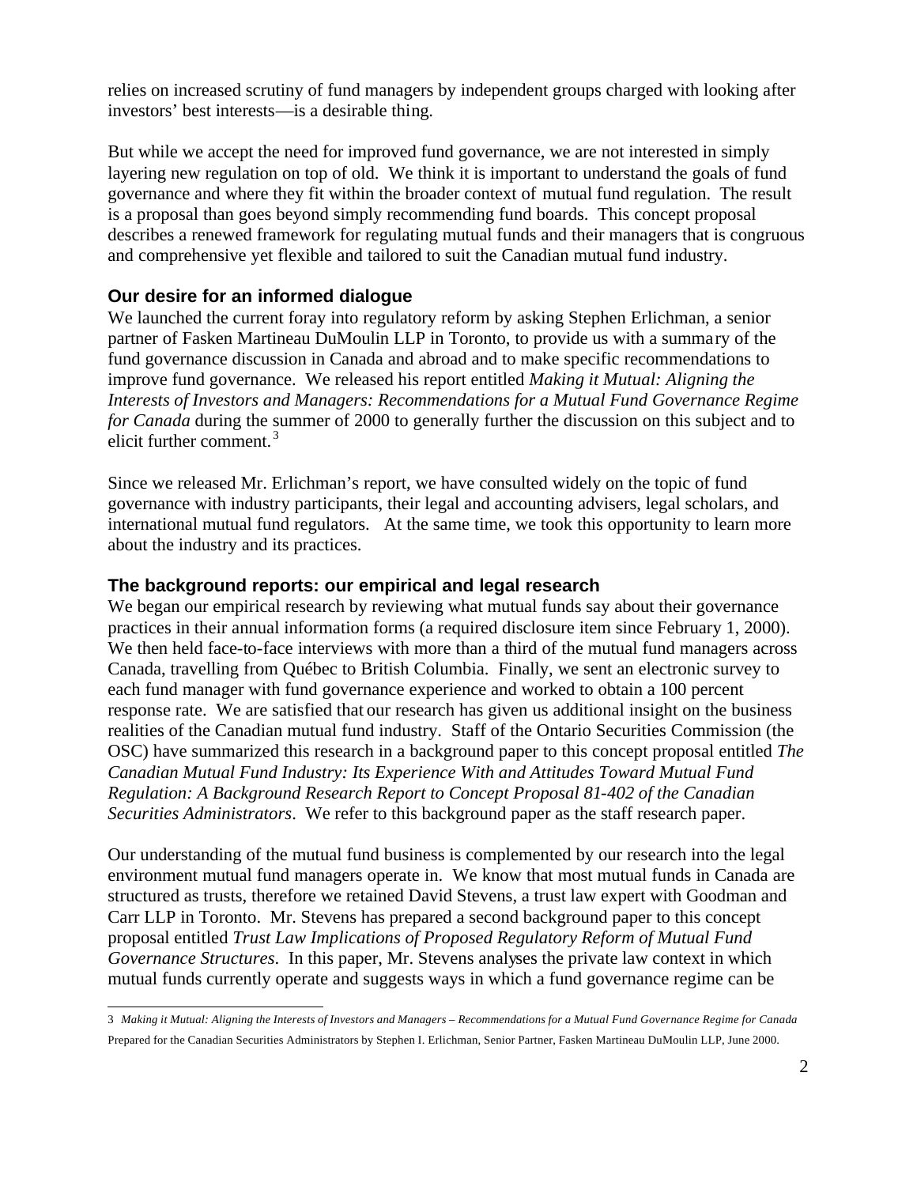relies on increased scrutiny of fund managers by independent groups charged with looking after investors' best interests—is a desirable thing.

But while we accept the need for improved fund governance, we are not interested in simply layering new regulation on top of old. We think it is important to understand the goals of fund governance and where they fit within the broader context of mutual fund regulation. The result is a proposal than goes beyond simply recommending fund boards. This concept proposal describes a renewed framework for regulating mutual funds and their managers that is congruous and comprehensive yet flexible and tailored to suit the Canadian mutual fund industry.

### Our desire for an informed dialogue

We launched the current foray into regulatory reform by asking Stephen Erlichman, a senior partner of Fasken Martineau DuMoulin LLP in Toronto, to provide us with a summary of the fund governance discussion in Canada and abroad and to make specific recommendations to improve fund governance. We released his report entitled *Making it Mutual: Aligning the Interests of Investors and Managers: Recommendations for a Mutual Fund Governance Regime for Canada* during the summer of 2000 to generally further the discussion on this subject and to elicit further comment.[3]

Since we released Mr. Erlichman's report, we have consulted widely on the topic of fund governance with industry participants, their legal and accounting advisers, legal scholars, and international mutual fund regulators. At the same time, we took this opportunity to learn more about the industry and its practices.

### The background reports: our empirical and legal research

We began our empirical research by reviewing what mutual funds say about their governance practices in their annual information forms (a required disclosure item since February 1, 2000). We then held face-to-face interviews with more than a third of the mutual fund managers across Canada, travelling from Québec to British Columbia. Finally, we sent an electronic survey to each fund manager with fund governance experience and worked to obtain a 100 percent response rate. We are satisfied that our research has given us additional insight on the business realities of the Canadian mutual fund industry. Staff of the Ontario Securities Commission (the OSC) have summarized this research in a background paper to this concept proposal entitled *The Canadian Mutual Fund Industry: Its Experience With and Attitudes Toward Mutual Fund Regulation: A Background Research Report to Concept Proposal 81-402 of the Canadian Securities Administrators*. We refer to this background paper as the staff research paper.

Our understanding of the mutual fund business is complemented by our research into the legal environment mutual fund managers operate in. We know that most mutual funds in Canada are structured as trusts, therefore we retained David Stevens, a trust law expert with Goodman and Carr LLP in Toronto. Mr. Stevens has prepared a second background paper to this concept proposal entitled *Trust Law Implications of Proposed Regulatory Reform of Mutual Fund Governance Structures*. In this paper, Mr. Stevens analyses the private law context in which mutual funds currently operate and suggests ways in which a fund governance regime can be

---

[3] *Making it Mutual: Aligning the Interests of Investors and Managers – Recommendations for a Mutual Fund Governance Regime for Canada* Prepared for the Canadian Securities Administrators by Stephen I. Erlichman, Senior Partner, Fasken Martineau DuMoulin LLP, June 2000.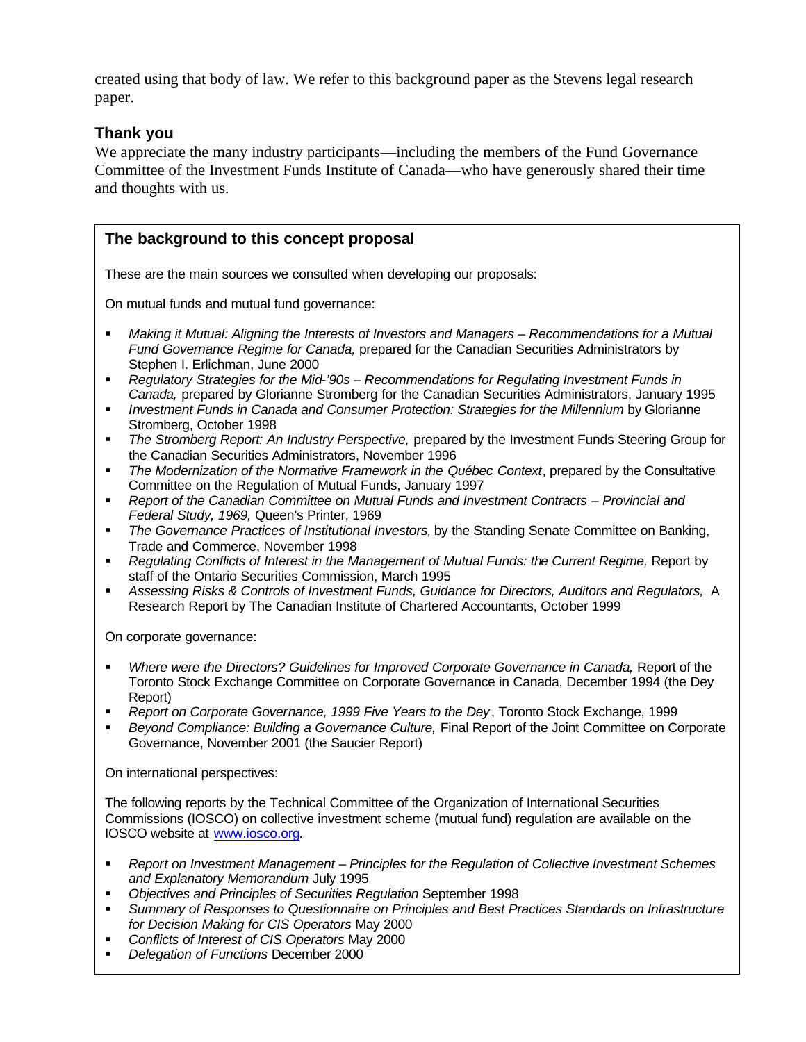created using that body of law. We refer to this background paper as the Stevens legal research paper.

### Thank you

We appreciate the many industry participants—including the members of the Fund Governance Committee of the Investment Funds Institute of Canada—who have generously shared their time and thoughts with us.

### The background to this concept proposal

These are the main sources we consulted when developing our proposals:

On mutual funds and mutual fund governance:

- *Making it Mutual: Aligning the Interests of Investors and Managers – Recommendations for a Mutual Fund Governance Regime for Canada,* prepared for the Canadian Securities Administrators by Stephen I. Erlichman, June 2000
- *Regulatory Strategies for the Mid-'90s – Recommendations for Regulating Investment Funds in Canada,* prepared by Glorianne Stromberg for the Canadian Securities Administrators, January 1995
- *Investment Funds in Canada and Consumer Protection: Strategies for the Millennium* by Glorianne Stromberg, October 1998
- *The Stromberg Report: An Industry Perspective,* prepared by the Investment Funds Steering Group for the Canadian Securities Administrators, November 1996
- *The Modernization of the Normative Framework in the Québec Context*, prepared by the Consultative Committee on the Regulation of Mutual Funds, January 1997
- *Report of the Canadian Committee on Mutual Funds and Investment Contracts – Provincial and Federal Study, 1969,* Queen's Printer, 1969
- *The Governance Practices of Institutional Investors,* by the Standing Senate Committee on Banking, Trade and Commerce, November 1998
- *Regulating Conflicts of Interest in the Management of Mutual Funds: the Current Regime,* Report by staff of the Ontario Securities Commission, March 1995
- *Assessing Risks & Controls of Investment Funds, Guidance for Directors, Auditors and Regulators,* A Research Report by The Canadian Institute of Chartered Accountants, October 1999

On corporate governance:

- *Where were the Directors? Guidelines for Improved Corporate Governance in Canada,* Report of the Toronto Stock Exchange Committee on Corporate Governance in Canada, December 1994 (the Dey Report)
- *Report on Corporate Governance, 1999 Five Years to the Dey*, Toronto Stock Exchange, 1999
- *Beyond Compliance: Building a Governance Culture,* Final Report of the Joint Committee on Corporate Governance, November 2001 (the Saucier Report)

On international perspectives:

The following reports by the Technical Committee of the Organization of International Securities Commissions (IOSCO) on collective investment scheme (mutual fund) regulation are available on the IOSCO website at www.iosco.org.

- *Report on Investment Management – Principles for the Regulation of Collective Investment Schemes and Explanatory Memorandum* July 1995
- *Objectives and Principles of Securities Regulation* September 1998
- *Summary of Responses to Questionnaire on Principles and Best Practices Standards on Infrastructure for Decision Making for CIS Operators* May 2000
- *Conflicts of Interest of CIS Operators* May 2000
- *Delegation of Functions* December 2000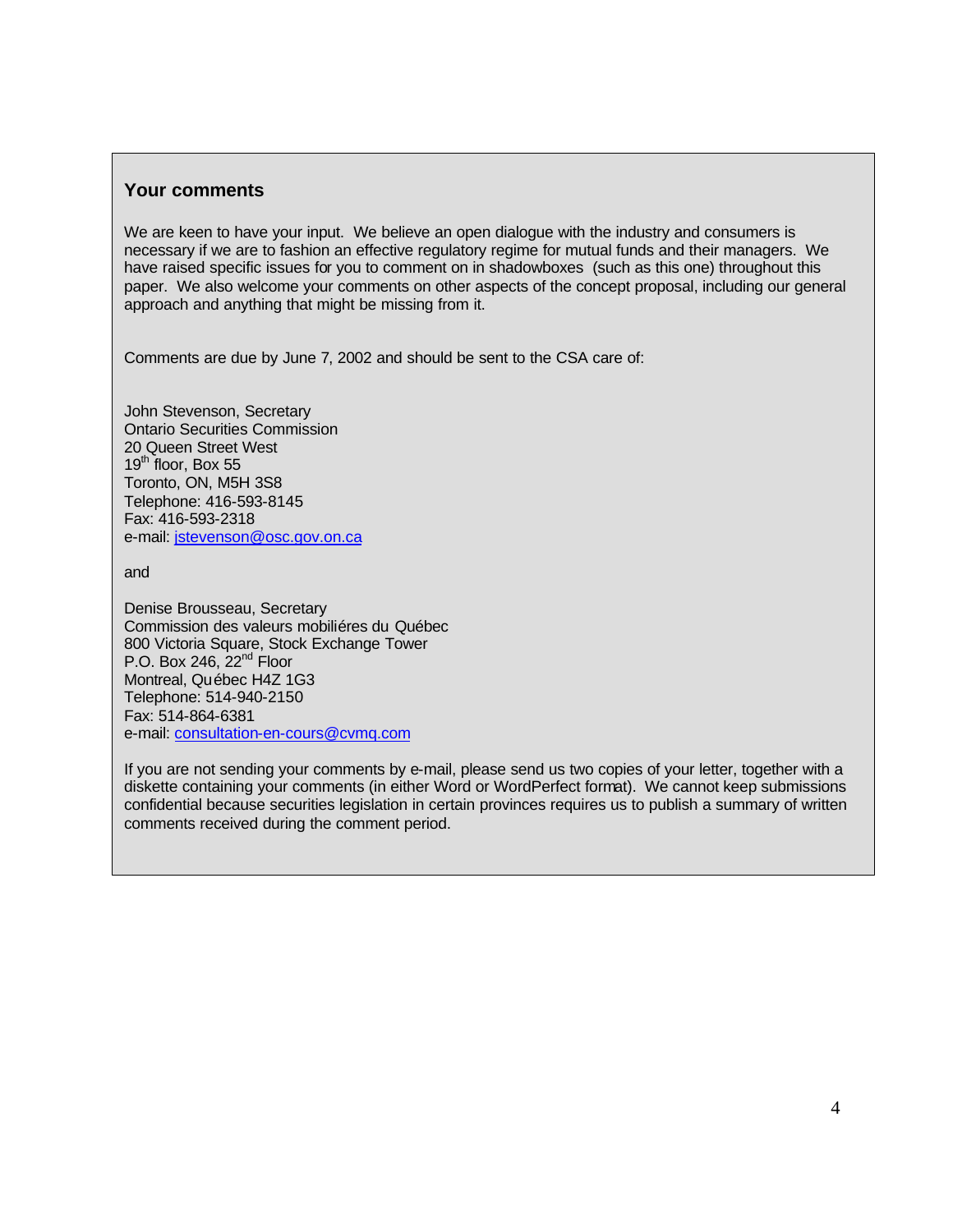## Your comments

We are keen to have your input. We believe an open dialogue with the industry and consumers is necessary if we are to fashion an effective regulatory regime for mutual funds and their managers. We have raised specific issues for you to comment on in shadowboxes (such as this one) throughout this paper. We also welcome your comments on other aspects of the concept proposal, including our general approach and anything that might be missing from it.

Comments are due by June 7, 2002 and should be sent to the CSA care of:

John Stevenson, Secretary
Ontario Securities Commission
20 Queen Street West
19th floor, Box 55
Toronto, ON, M5H 3S8
Telephone: 416-593-8145
Fax: 416-593-2318
e-mail: jstevenson@osc.gov.on.ca

and

Denise Brousseau, Secretary
Commission des valeurs mobiliéres du Québec
800 Victoria Square, Stock Exchange Tower
P.O. Box 246, 22nd Floor
Montreal, Québec H4Z 1G3
Telephone: 514-940-2150
Fax: 514-864-6381
e-mail: consultation-en-cours@cvmq.com

If you are not sending your comments by e-mail, please send us two copies of your letter, together with a diskette containing your comments (in either Word or WordPerfect format). We cannot keep submissions confidential because securities legislation in certain provinces requires us to publish a summary of written comments received during the comment period.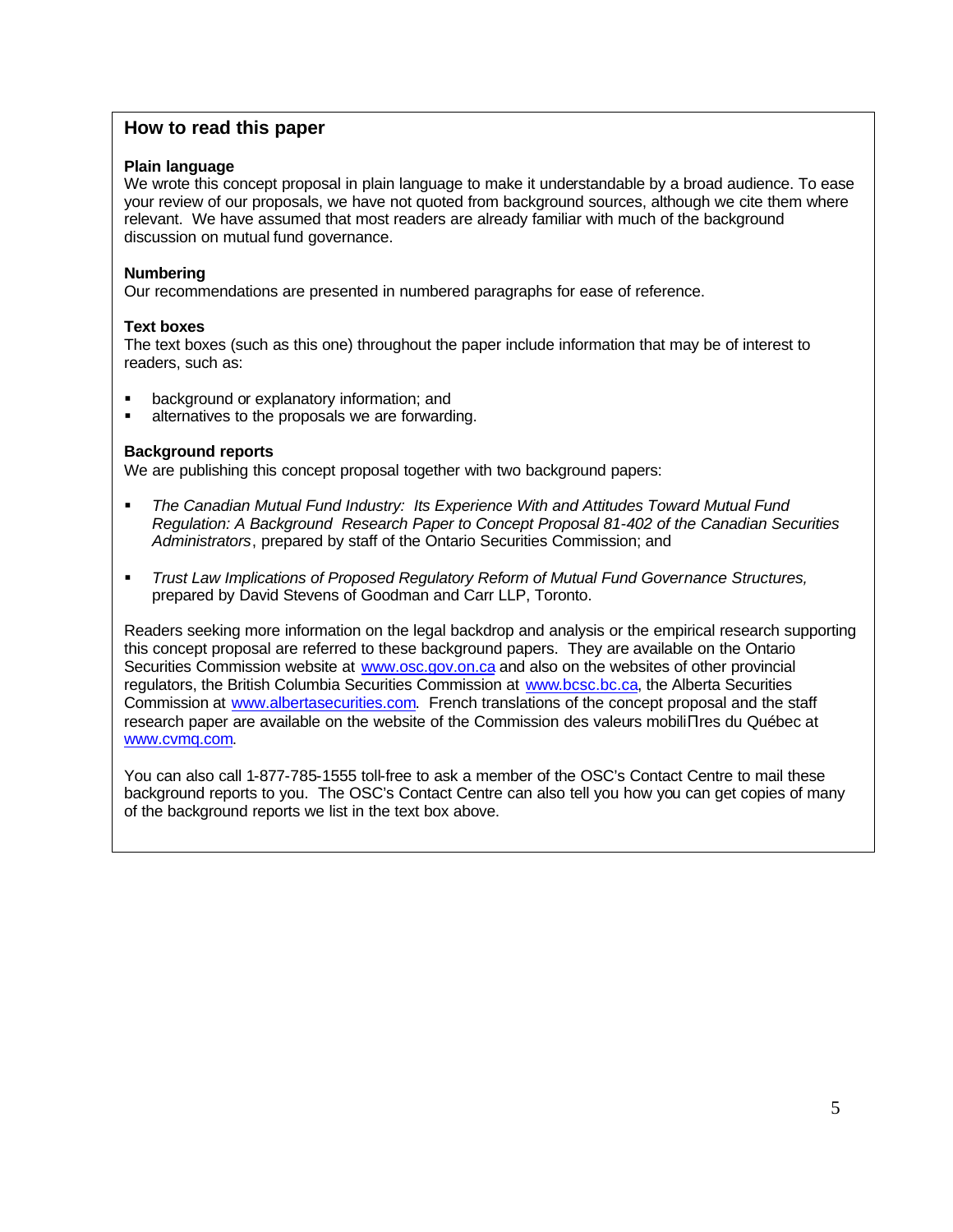## How to read this paper

**Plain language**

We wrote this concept proposal in plain language to make it understandable by a broad audience. To ease your review of our proposals, we have not quoted from background sources, although we cite them where relevant. We have assumed that most readers are already familiar with much of the background discussion on mutual fund governance.

**Numbering**

Our recommendations are presented in numbered paragraphs for ease of reference.

**Text boxes**

The text boxes (such as this one) throughout the paper include information that may be of interest to readers, such as:

- background or explanatory information; and
- alternatives to the proposals we are forwarding.

**Background reports**

We are publishing this concept proposal together with two background papers:

- *The Canadian Mutual Fund Industry: Its Experience With and Attitudes Toward Mutual Fund Regulation: A Background Research Paper to Concept Proposal 81-402 of the Canadian Securities Administrators*, prepared by staff of the Ontario Securities Commission; and
- *Trust Law Implications of Proposed Regulatory Reform of Mutual Fund Governance Structures,* prepared by David Stevens of Goodman and Carr LLP, Toronto.

Readers seeking more information on the legal backdrop and analysis or the empirical research supporting this concept proposal are referred to these background papers. They are available on the Ontario Securities Commission website at www.osc.gov.on.ca and also on the websites of other provincial regulators, the British Columbia Securities Commission at www.bcsc.bc.ca, the Alberta Securities Commission at www.albertasecurities.com. French translations of the concept proposal and the staff research paper are available on the website of the Commission des valeurs mobilières du Québec at www.cvmq.com.

You can also call 1-877-785-1555 toll-free to ask a member of the OSC's Contact Centre to mail these background reports to you. The OSC's Contact Centre can also tell you how you can get copies of many of the background reports we list in the text box above.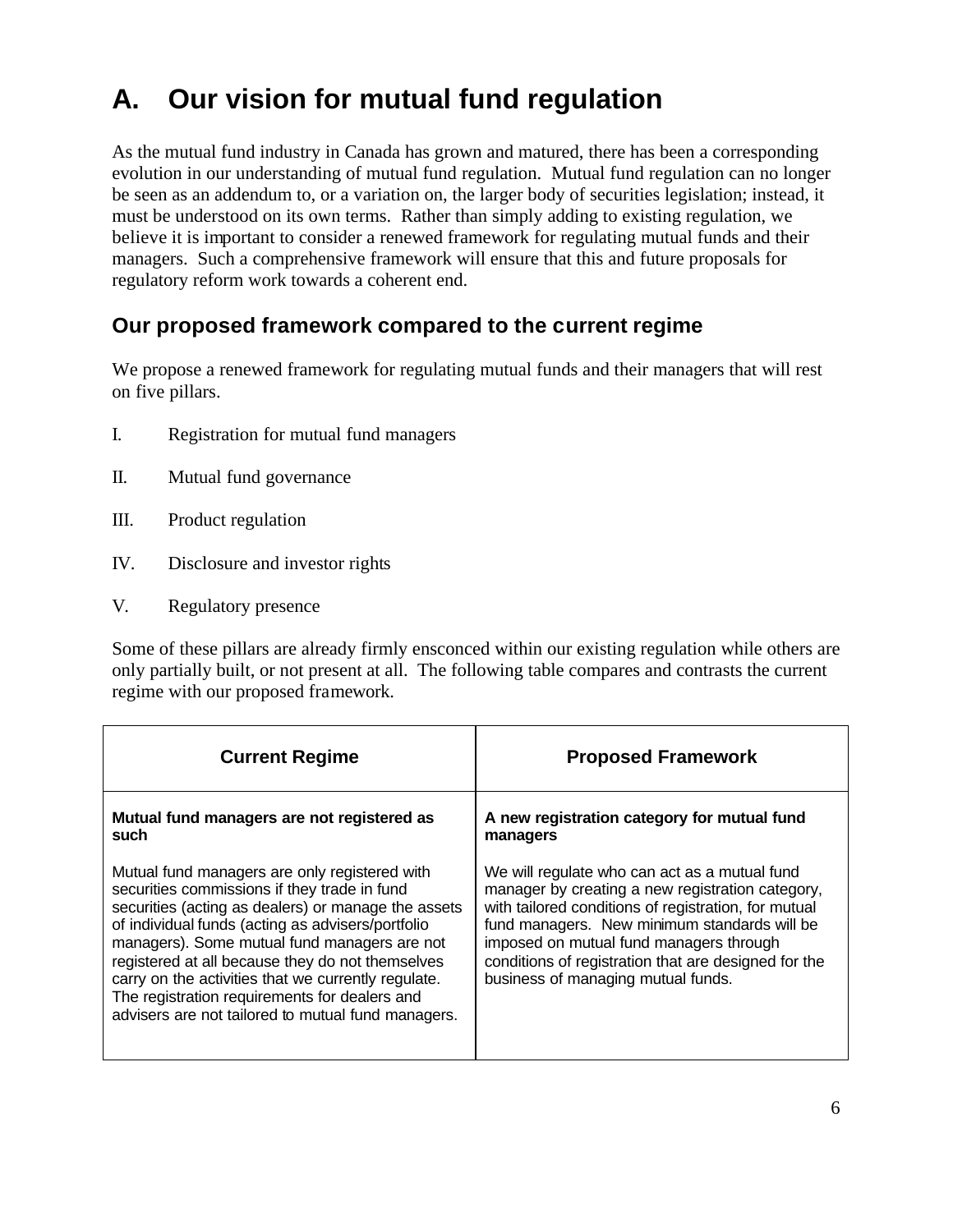# A. Our vision for mutual fund regulation

As the mutual fund industry in Canada has grown and matured, there has been a corresponding evolution in our understanding of mutual fund regulation. Mutual fund regulation can no longer be seen as an addendum to, or a variation on, the larger body of securities legislation; instead, it must be understood on its own terms. Rather than simply adding to existing regulation, we believe it is important to consider a renewed framework for regulating mutual funds and their managers. Such a comprehensive framework will ensure that this and future proposals for regulatory reform work towards a coherent end.

## Our proposed framework compared to the current regime

We propose a renewed framework for regulating mutual funds and their managers that will rest on five pillars.

I. Registration for mutual fund managers

II. Mutual fund governance

III. Product regulation

IV. Disclosure and investor rights

V. Regulatory presence

Some of these pillars are already firmly ensconced within our existing regulation while others are only partially built, or not present at all. The following table compares and contrasts the current regime with our proposed framework.

| Current Regime | Proposed Framework |
| --- | --- |
| **Mutual fund managers are not registered as such**<br><br>Mutual fund managers are only registered with securities commissions if they trade in fund securities (acting as dealers) or manage the assets of individual funds (acting as advisers/portfolio managers). Some mutual fund managers are not registered at all because they do not themselves carry on the activities that we currently regulate. The registration requirements for dealers and advisers are not tailored to mutual fund managers. | **A new registration category for mutual fund managers**<br><br>We will regulate who can act as a mutual fund manager by creating a new registration category, with tailored conditions of registration, for mutual fund managers. New minimum standards will be imposed on mutual fund managers through conditions of registration that are designed for the business of managing mutual funds. |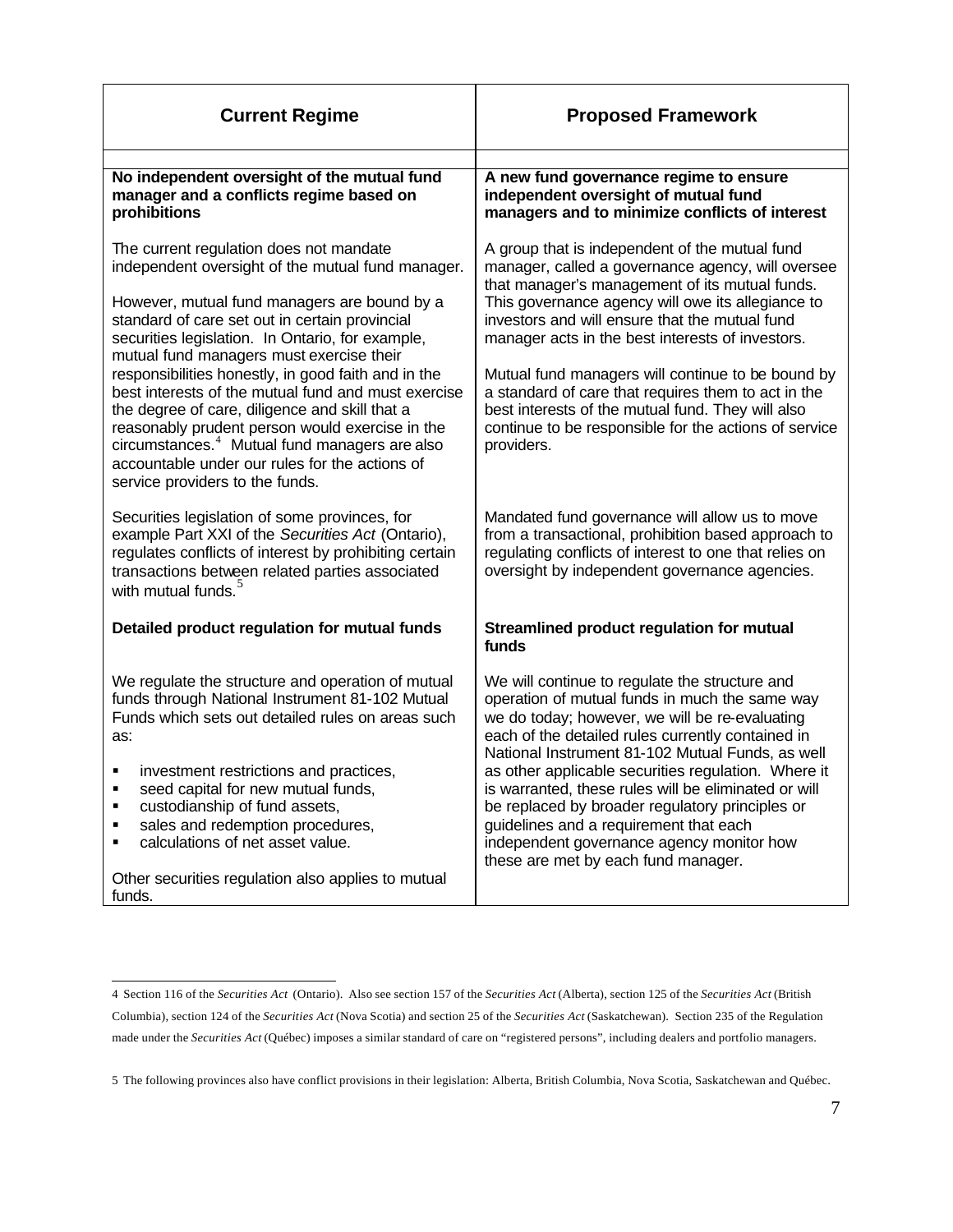| **Current Regime** | **Proposed Framework** |
| --- | --- |
| **No independent oversight of the mutual fund manager and a conflicts regime based on prohibitions** | **A new fund governance regime to ensure independent oversight of mutual fund managers and to minimize conflicts of interest** |
| The current regulation does not mandate independent oversight of the mutual fund manager.<br><br>However, mutual fund managers are bound by a standard of care set out in certain provincial securities legislation. In Ontario, for example, mutual fund managers must exercise their responsibilities honestly, in good faith and in the best interests of the mutual fund and must exercise the degree of care, diligence and skill that a reasonably prudent person would exercise in the circumstances.[4] Mutual fund managers are also accountable under our rules for the actions of service providers to the funds. | A group that is independent of the mutual fund manager, called a governance agency, will oversee that manager's management of its mutual funds. This governance agency will owe its allegiance to investors and will ensure that the mutual fund manager acts in the best interests of investors.<br><br>Mutual fund managers will continue to be bound by a standard of care that requires them to act in the best interests of the mutual fund. They will also continue to be responsible for the actions of service providers. |
| Securities legislation of some provinces, for example Part XXI of the *Securities Act* (Ontario), regulates conflicts of interest by prohibiting certain transactions between related parties associated with mutual funds.[5] | Mandated fund governance will allow us to move from a transactional, prohibition based approach to regulating conflicts of interest to one that relies on oversight by independent governance agencies. |
| **Detailed product regulation for mutual funds** | **Streamlined product regulation for mutual funds** |
| We regulate the structure and operation of mutual funds through National Instrument 81-102 Mutual Funds which sets out detailed rules on areas such as:<br><br>▪ investment restrictions and practices,<br>▪ seed capital for new mutual funds,<br>▪ custodianship of fund assets,<br>▪ sales and redemption procedures,<br>▪ calculations of net asset value.<br><br>Other securities regulation also applies to mutual funds. | We will continue to regulate the structure and operation of mutual funds in much the same way we do today; however, we will be re-evaluating each of the detailed rules currently contained in National Instrument 81-102 Mutual Funds, as well as other applicable securities regulation. Where it is warranted, these rules will be eliminated or will be replaced by broader regulatory principles or guidelines and a requirement that each independent governance agency monitor how these are met by each fund manager. |

4 Section 116 of the *Securities Act* (Ontario). Also see section 157 of the *Securities Act* (Alberta), section 125 of the *Securities Act* (British Columbia), section 124 of the *Securities Act* (Nova Scotia) and section 25 of the *Securities Act* (Saskatchewan). Section 235 of the Regulation made under the *Securities Act* (Québec) imposes a similar standard of care on "registered persons", including dealers and portfolio managers.

5 The following provinces also have conflict provisions in their legislation: Alberta, British Columbia, Nova Scotia, Saskatchewan and Québec.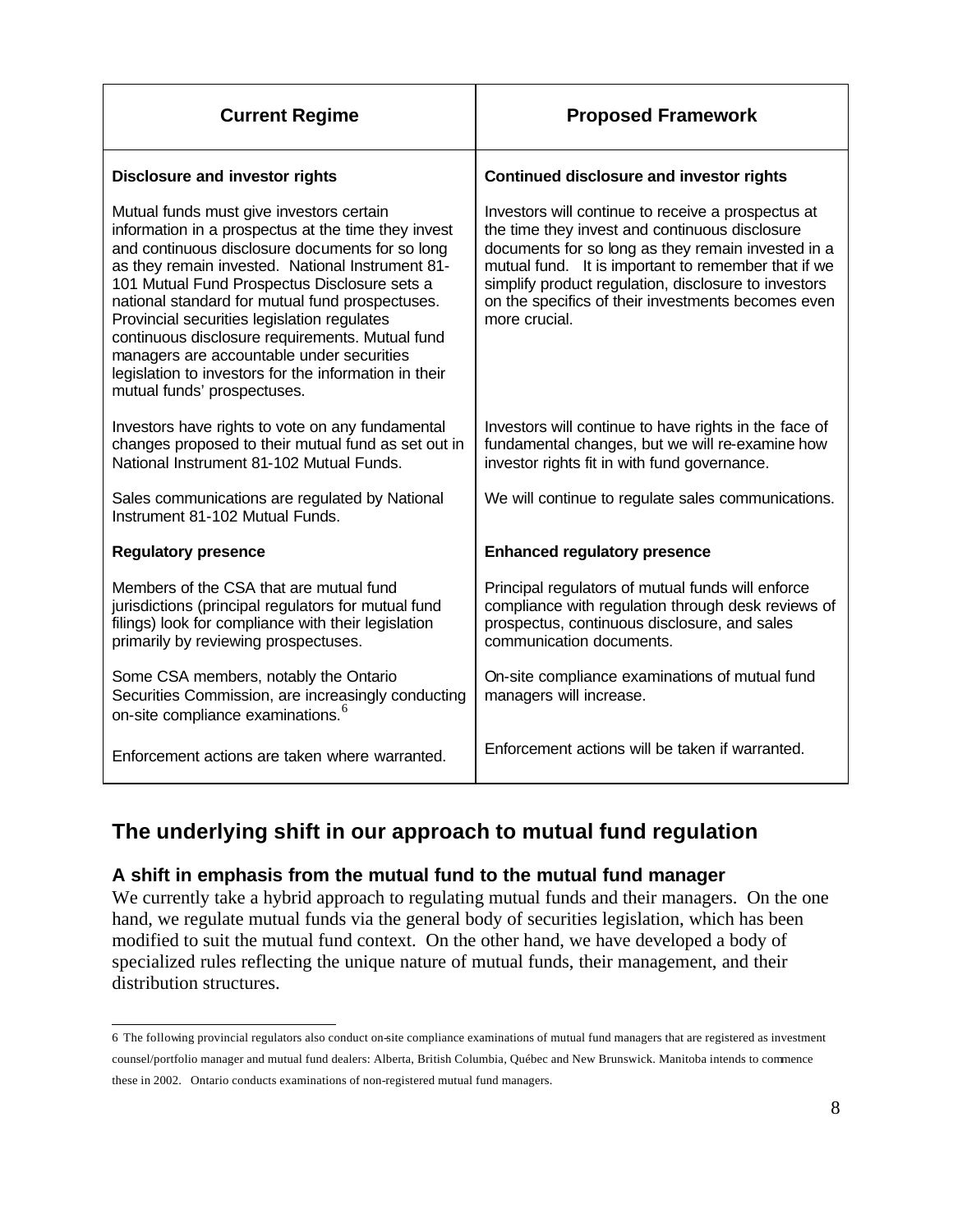| Current Regime | Proposed Framework |
|---|---|
| **Disclosure and investor rights** | **Continued disclosure and investor rights** |
| Mutual funds must give investors certain information in a prospectus at the time they invest and continuous disclosure documents for so long as they remain invested. National Instrument 81-101 Mutual Fund Prospectus Disclosure sets a national standard for mutual fund prospectuses. Provincial securities legislation regulates continuous disclosure requirements. Mutual fund managers are accountable under securities legislation to investors for the information in their mutual funds' prospectuses. | Investors will continue to receive a prospectus at the time they invest and continuous disclosure documents for so long as they remain invested in a mutual fund. It is important to remember that if we simplify product regulation, disclosure to investors on the specifics of their investments becomes even more crucial. |
| Investors have rights to vote on any fundamental changes proposed to their mutual fund as set out in National Instrument 81-102 Mutual Funds. | Investors will continue to have rights in the face of fundamental changes, but we will re-examine how investor rights fit in with fund governance. |
| Sales communications are regulated by National Instrument 81-102 Mutual Funds. | We will continue to regulate sales communications. |
| **Regulatory presence** | **Enhanced regulatory presence** |
| Members of the CSA that are mutual fund jurisdictions (principal regulators for mutual fund filings) look for compliance with their legislation primarily by reviewing prospectuses. | Principal regulators of mutual funds will enforce compliance with regulation through desk reviews of prospectus, continuous disclosure, and sales communication documents. |
| Some CSA members, notably the Ontario Securities Commission, are increasingly conducting on-site compliance examinations.[6] | On-site compliance examinations of mutual fund managers will increase. |
| Enforcement actions are taken where warranted. | Enforcement actions will be taken if warranted. |

## The underlying shift in our approach to mutual fund regulation

### A shift in emphasis from the mutual fund to the mutual fund manager

We currently take a hybrid approach to regulating mutual funds and their managers. On the one hand, we regulate mutual funds via the general body of securities legislation, which has been modified to suit the mutual fund context. On the other hand, we have developed a body of specialized rules reflecting the unique nature of mutual funds, their management, and their distribution structures.

---

6 The following provincial regulators also conduct on-site compliance examinations of mutual fund managers that are registered as investment counsel/portfolio manager and mutual fund dealers: Alberta, British Columbia, Québec and New Brunswick. Manitoba intends to commence these in 2002. Ontario conducts examinations of non-registered mutual fund managers.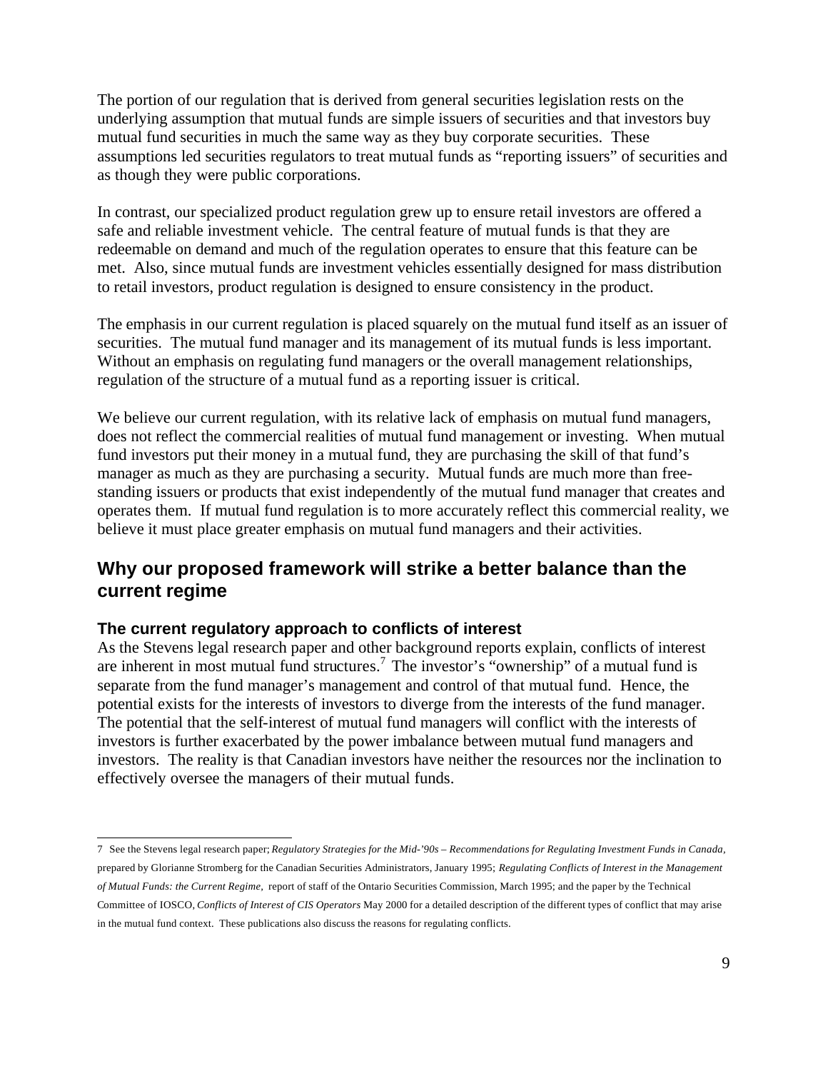The portion of our regulation that is derived from general securities legislation rests on the underlying assumption that mutual funds are simple issuers of securities and that investors buy mutual fund securities in much the same way as they buy corporate securities. These assumptions led securities regulators to treat mutual funds as "reporting issuers" of securities and as though they were public corporations.

In contrast, our specialized product regulation grew up to ensure retail investors are offered a safe and reliable investment vehicle. The central feature of mutual funds is that they are redeemable on demand and much of the regulation operates to ensure that this feature can be met. Also, since mutual funds are investment vehicles essentially designed for mass distribution to retail investors, product regulation is designed to ensure consistency in the product.

The emphasis in our current regulation is placed squarely on the mutual fund itself as an issuer of securities. The mutual fund manager and its management of its mutual funds is less important. Without an emphasis on regulating fund managers or the overall management relationships, regulation of the structure of a mutual fund as a reporting issuer is critical.

We believe our current regulation, with its relative lack of emphasis on mutual fund managers, does not reflect the commercial realities of mutual fund management or investing. When mutual fund investors put their money in a mutual fund, they are purchasing the skill of that fund's manager as much as they are purchasing a security. Mutual funds are much more than free-standing issuers or products that exist independently of the mutual fund manager that creates and operates them. If mutual fund regulation is to more accurately reflect this commercial reality, we believe it must place greater emphasis on mutual fund managers and their activities.

## Why our proposed framework will strike a better balance than the current regime

### The current regulatory approach to conflicts of interest

As the Stevens legal research paper and other background reports explain, conflicts of interest are inherent in most mutual fund structures.[7] The investor's "ownership" of a mutual fund is separate from the fund manager's management and control of that mutual fund. Hence, the potential exists for the interests of investors to diverge from the interests of the fund manager. The potential that the self-interest of mutual fund managers will conflict with the interests of investors is further exacerbated by the power imbalance between mutual fund managers and investors. The reality is that Canadian investors have neither the resources nor the inclination to effectively oversee the managers of their mutual funds.

---

7 See the Stevens legal research paper; *Regulatory Strategies for the Mid-'90s – Recommendations for Regulating Investment Funds in Canada*, prepared by Glorianne Stromberg for the Canadian Securities Administrators, January 1995; *Regulating Conflicts of Interest in the Management of Mutual Funds: the Current Regime*, report of staff of the Ontario Securities Commission, March 1995; and the paper by the Technical Committee of IOSCO, *Conflicts of Interest of CIS Operators* May 2000 for a detailed description of the different types of conflict that may arise in the mutual fund context. These publications also discuss the reasons for regulating conflicts.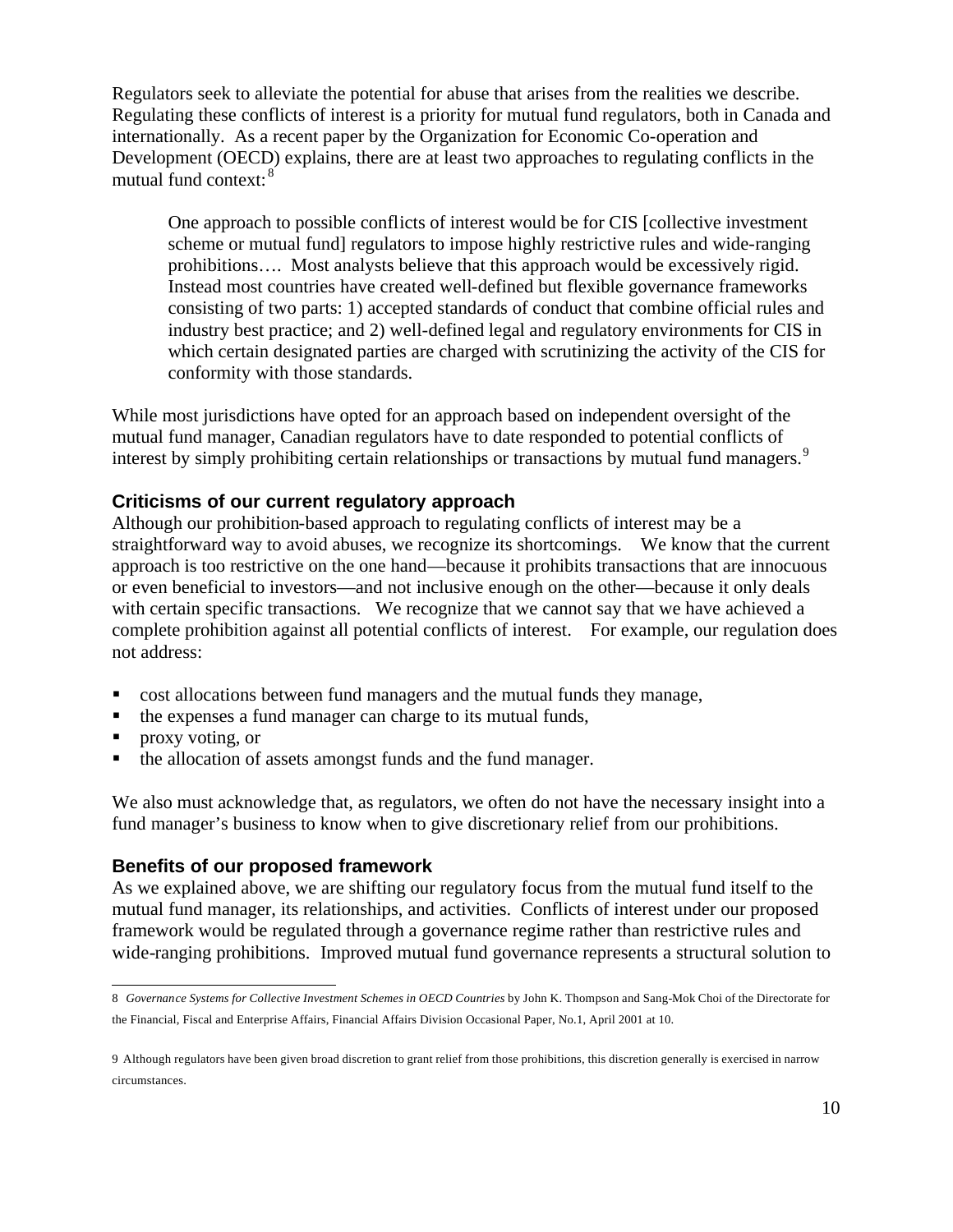Regulators seek to alleviate the potential for abuse that arises from the realities we describe. Regulating these conflicts of interest is a priority for mutual fund regulators, both in Canada and internationally. As a recent paper by the Organization for Economic Co-operation and Development (OECD) explains, there are at least two approaches to regulating conflicts in the mutual fund context:[8]

> One approach to possible conflicts of interest would be for CIS [collective investment scheme or mutual fund] regulators to impose highly restrictive rules and wide-ranging prohibitions…. Most analysts believe that this approach would be excessively rigid. Instead most countries have created well-defined but flexible governance frameworks consisting of two parts: 1) accepted standards of conduct that combine official rules and industry best practice; and 2) well-defined legal and regulatory environments for CIS in which certain designated parties are charged with scrutinizing the activity of the CIS for conformity with those standards.

While most jurisdictions have opted for an approach based on independent oversight of the mutual fund manager, Canadian regulators have to date responded to potential conflicts of interest by simply prohibiting certain relationships or transactions by mutual fund managers.[9]

### Criticisms of our current regulatory approach

Although our prohibition-based approach to regulating conflicts of interest may be a straightforward way to avoid abuses, we recognize its shortcomings. We know that the current approach is too restrictive on the one hand—because it prohibits transactions that are innocuous or even beneficial to investors—and not inclusive enough on the other—because it only deals with certain specific transactions. We recognize that we cannot say that we have achieved a complete prohibition against all potential conflicts of interest. For example, our regulation does not address:

- cost allocations between fund managers and the mutual funds they manage,
- the expenses a fund manager can charge to its mutual funds,
- proxy voting, or
- the allocation of assets amongst funds and the fund manager.

We also must acknowledge that, as regulators, we often do not have the necessary insight into a fund manager's business to know when to give discretionary relief from our prohibitions.

### Benefits of our proposed framework

As we explained above, we are shifting our regulatory focus from the mutual fund itself to the mutual fund manager, its relationships, and activities. Conflicts of interest under our proposed framework would be regulated through a governance regime rather than restrictive rules and wide-ranging prohibitions. Improved mutual fund governance represents a structural solution to

---

8 *Governance Systems for Collective Investment Schemes in OECD Countries* by John K. Thompson and Sang-Mok Choi of the Directorate for the Financial, Fiscal and Enterprise Affairs, Financial Affairs Division Occasional Paper, No.1, April 2001 at 10.

9 Although regulators have been given broad discretion to grant relief from those prohibitions, this discretion generally is exercised in narrow circumstances.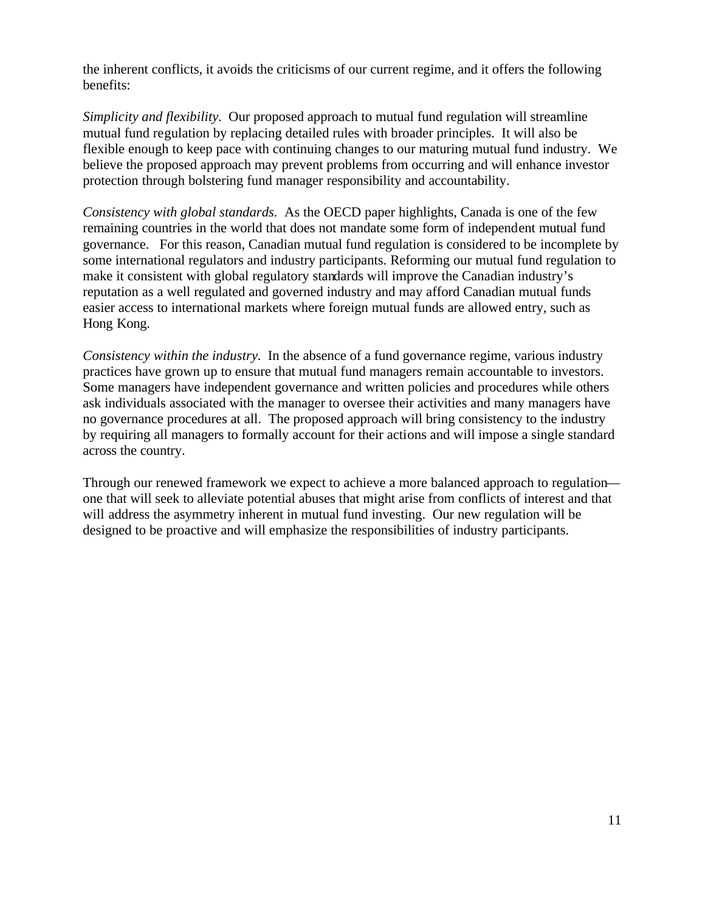the inherent conflicts, it avoids the criticisms of our current regime, and it offers the following benefits:

*Simplicity and flexibility.* Our proposed approach to mutual fund regulation will streamline mutual fund regulation by replacing detailed rules with broader principles. It will also be flexible enough to keep pace with continuing changes to our maturing mutual fund industry. We believe the proposed approach may prevent problems from occurring and will enhance investor protection through bolstering fund manager responsibility and accountability.

*Consistency with global standards.* As the OECD paper highlights, Canada is one of the few remaining countries in the world that does not mandate some form of independent mutual fund governance. For this reason, Canadian mutual fund regulation is considered to be incomplete by some international regulators and industry participants. Reforming our mutual fund regulation to make it consistent with global regulatory standards will improve the Canadian industry's reputation as a well regulated and governed industry and may afford Canadian mutual funds easier access to international markets where foreign mutual funds are allowed entry, such as Hong Kong.

*Consistency within the industry.* In the absence of a fund governance regime, various industry practices have grown up to ensure that mutual fund managers remain accountable to investors. Some managers have independent governance and written policies and procedures while others ask individuals associated with the manager to oversee their activities and many managers have no governance procedures at all. The proposed approach will bring consistency to the industry by requiring all managers to formally account for their actions and will impose a single standard across the country.

Through our renewed framework we expect to achieve a more balanced approach to regulation—one that will seek to alleviate potential abuses that might arise from conflicts of interest and that will address the asymmetry inherent in mutual fund investing. Our new regulation will be designed to be proactive and will emphasize the responsibilities of industry participants.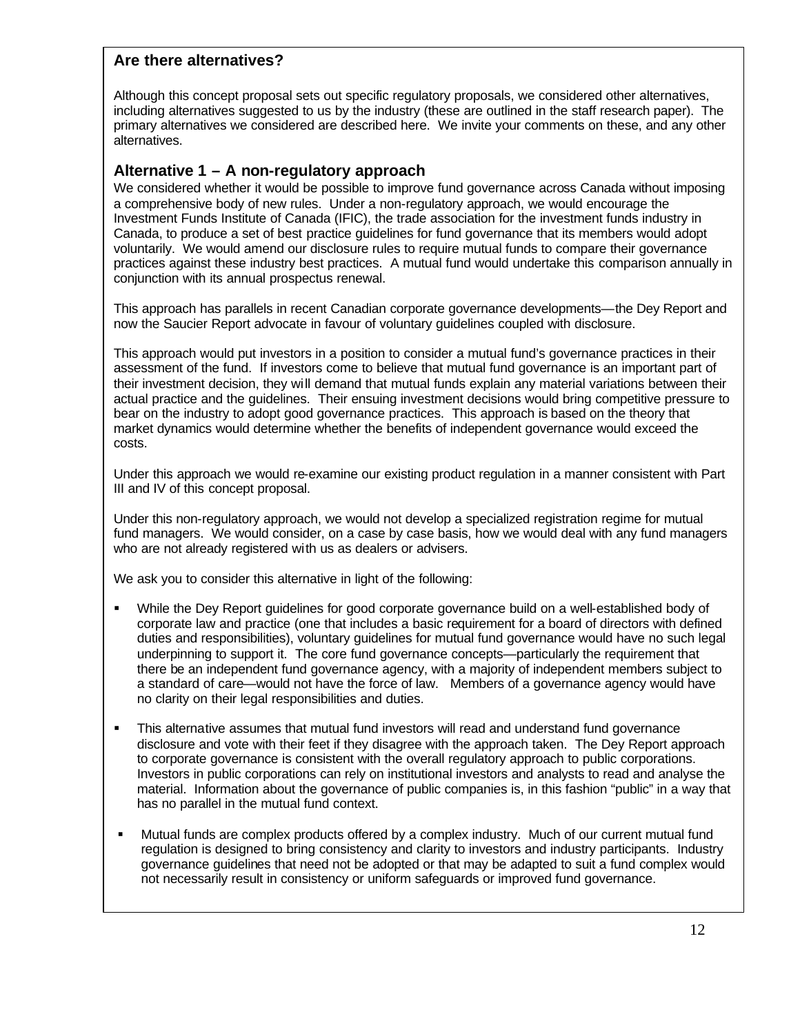## Are there alternatives?

Although this concept proposal sets out specific regulatory proposals, we considered other alternatives, including alternatives suggested to us by the industry (these are outlined in the staff research paper). The primary alternatives we considered are described here. We invite your comments on these, and any other alternatives.

### Alternative 1 – A non-regulatory approach

We considered whether it would be possible to improve fund governance across Canada without imposing a comprehensive body of new rules. Under a non-regulatory approach, we would encourage the Investment Funds Institute of Canada (IFIC), the trade association for the investment funds industry in Canada, to produce a set of best practice guidelines for fund governance that its members would adopt voluntarily. We would amend our disclosure rules to require mutual funds to compare their governance practices against these industry best practices. A mutual fund would undertake this comparison annually in conjunction with its annual prospectus renewal.

This approach has parallels in recent Canadian corporate governance developments—the Dey Report and now the Saucier Report advocate in favour of voluntary guidelines coupled with disclosure.

This approach would put investors in a position to consider a mutual fund's governance practices in their assessment of the fund. If investors come to believe that mutual fund governance is an important part of their investment decision, they will demand that mutual funds explain any material variations between their actual practice and the guidelines. Their ensuing investment decisions would bring competitive pressure to bear on the industry to adopt good governance practices. This approach is based on the theory that market dynamics would determine whether the benefits of independent governance would exceed the costs.

Under this approach we would re-examine our existing product regulation in a manner consistent with Part III and IV of this concept proposal.

Under this non-regulatory approach, we would not develop a specialized registration regime for mutual fund managers. We would consider, on a case by case basis, how we would deal with any fund managers who are not already registered with us as dealers or advisers.

We ask you to consider this alternative in light of the following:

- While the Dey Report guidelines for good corporate governance build on a well-established body of corporate law and practice (one that includes a basic requirement for a board of directors with defined duties and responsibilities), voluntary guidelines for mutual fund governance would have no such legal underpinning to support it. The core fund governance concepts—particularly the requirement that there be an independent fund governance agency, with a majority of independent members subject to a standard of care—would not have the force of law. Members of a governance agency would have no clarity on their legal responsibilities and duties.
- This alternative assumes that mutual fund investors will read and understand fund governance disclosure and vote with their feet if they disagree with the approach taken. The Dey Report approach to corporate governance is consistent with the overall regulatory approach to public corporations. Investors in public corporations can rely on institutional investors and analysts to read and analyse the material. Information about the governance of public companies is, in this fashion "public" in a way that has no parallel in the mutual fund context.
- Mutual funds are complex products offered by a complex industry. Much of our current mutual fund regulation is designed to bring consistency and clarity to investors and industry participants. Industry governance guidelines that need not be adopted or that may be adapted to suit a fund complex would not necessarily result in consistency or uniform safeguards or improved fund governance.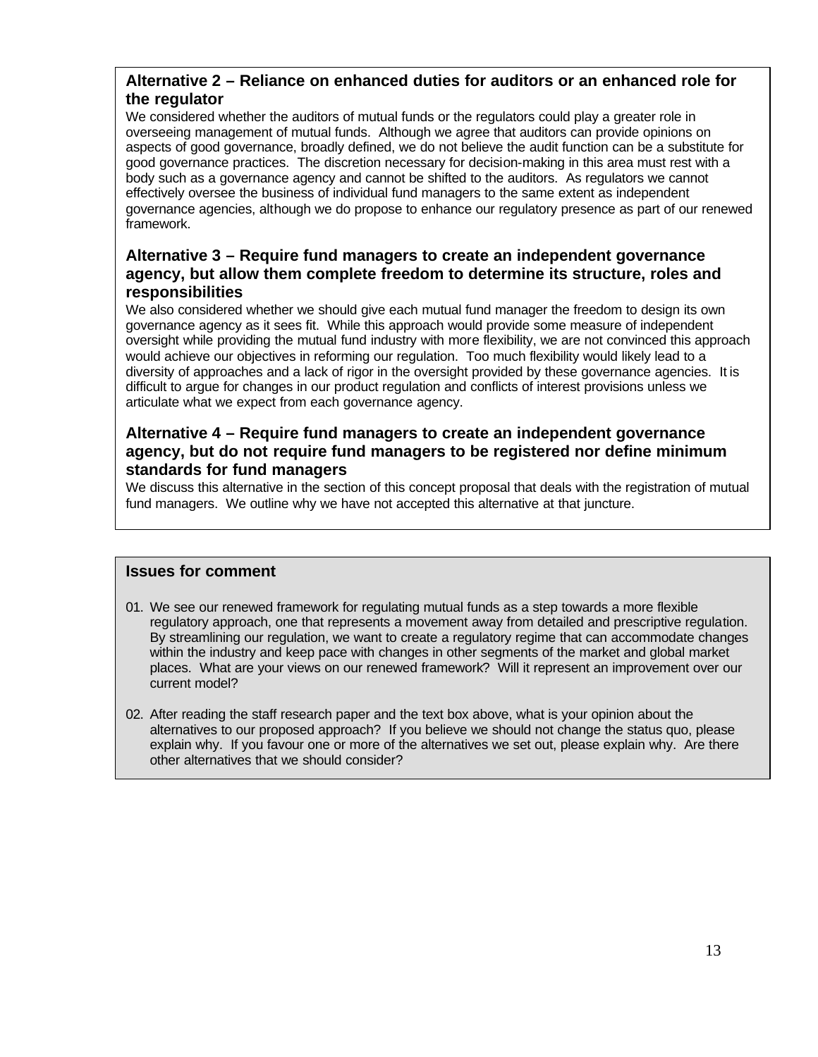### Alternative 2 – Reliance on enhanced duties for auditors or an enhanced role for the regulator

We considered whether the auditors of mutual funds or the regulators could play a greater role in overseeing management of mutual funds. Although we agree that auditors can provide opinions on aspects of good governance, broadly defined, we do not believe the audit function can be a substitute for good governance practices. The discretion necessary for decision-making in this area must rest with a body such as a governance agency and cannot be shifted to the auditors. As regulators we cannot effectively oversee the business of individual fund managers to the same extent as independent governance agencies, although we do propose to enhance our regulatory presence as part of our renewed framework.

### Alternative 3 – Require fund managers to create an independent governance agency, but allow them complete freedom to determine its structure, roles and responsibilities

We also considered whether we should give each mutual fund manager the freedom to design its own governance agency as it sees fit. While this approach would provide some measure of independent oversight while providing the mutual fund industry with more flexibility, we are not convinced this approach would achieve our objectives in reforming our regulation. Too much flexibility would likely lead to a diversity of approaches and a lack of rigor in the oversight provided by these governance agencies. It is difficult to argue for changes in our product regulation and conflicts of interest provisions unless we articulate what we expect from each governance agency.

### Alternative 4 – Require fund managers to create an independent governance agency, but do not require fund managers to be registered nor define minimum standards for fund managers

We discuss this alternative in the section of this concept proposal that deals with the registration of mutual fund managers. We outline why we have not accepted this alternative at that juncture.

### Issues for comment

01. We see our renewed framework for regulating mutual funds as a step towards a more flexible regulatory approach, one that represents a movement away from detailed and prescriptive regulation. By streamlining our regulation, we want to create a regulatory regime that can accommodate changes within the industry and keep pace with changes in other segments of the market and global market places. What are your views on our renewed framework? Will it represent an improvement over our current model?

02. After reading the staff research paper and the text box above, what is your opinion about the alternatives to our proposed approach? If you believe we should not change the status quo, please explain why. If you favour one or more of the alternatives we set out, please explain why. Are there other alternatives that we should consider?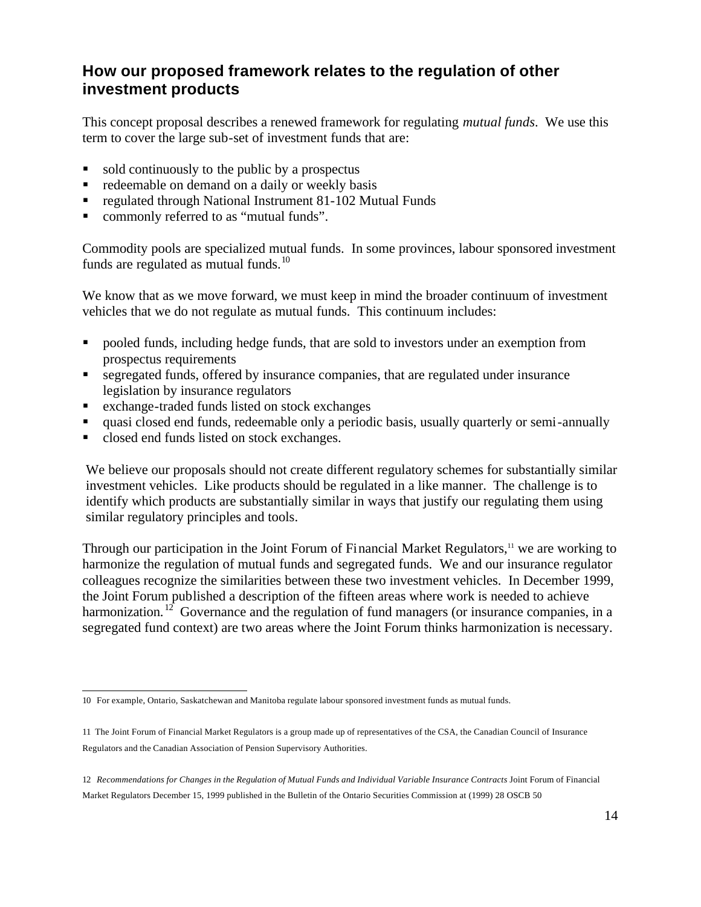## How our proposed framework relates to the regulation of other investment products

This concept proposal describes a renewed framework for regulating *mutual funds*. We use this term to cover the large sub-set of investment funds that are:

- sold continuously to the public by a prospectus
- redeemable on demand on a daily or weekly basis
- regulated through National Instrument 81-102 Mutual Funds
- commonly referred to as "mutual funds".

Commodity pools are specialized mutual funds. In some provinces, labour sponsored investment funds are regulated as mutual funds.[10]

We know that as we move forward, we must keep in mind the broader continuum of investment vehicles that we do not regulate as mutual funds. This continuum includes:

- pooled funds, including hedge funds, that are sold to investors under an exemption from prospectus requirements
- segregated funds, offered by insurance companies, that are regulated under insurance legislation by insurance regulators
- exchange-traded funds listed on stock exchanges
- quasi closed end funds, redeemable only a periodic basis, usually quarterly or semi-annually
- closed end funds listed on stock exchanges.

We believe our proposals should not create different regulatory schemes for substantially similar investment vehicles. Like products should be regulated in a like manner. The challenge is to identify which products are substantially similar in ways that justify our regulating them using similar regulatory principles and tools.

Through our participation in the Joint Forum of Financial Market Regulators,[11] we are working to harmonize the regulation of mutual funds and segregated funds. We and our insurance regulator colleagues recognize the similarities between these two investment vehicles. In December 1999, the Joint Forum published a description of the fifteen areas where work is needed to achieve harmonization.[12] Governance and the regulation of fund managers (or insurance companies, in a segregated fund context) are two areas where the Joint Forum thinks harmonization is necessary.

---

10 For example, Ontario, Saskatchewan and Manitoba regulate labour sponsored investment funds as mutual funds.

11 The Joint Forum of Financial Market Regulators is a group made up of representatives of the CSA, the Canadian Council of Insurance Regulators and the Canadian Association of Pension Supervisory Authorities.

12 *Recommendations for Changes in the Regulation of Mutual Funds and Individual Variable Insurance Contracts* Joint Forum of Financial Market Regulators December 15, 1999 published in the Bulletin of the Ontario Securities Commission at (1999) 28 OSCB 50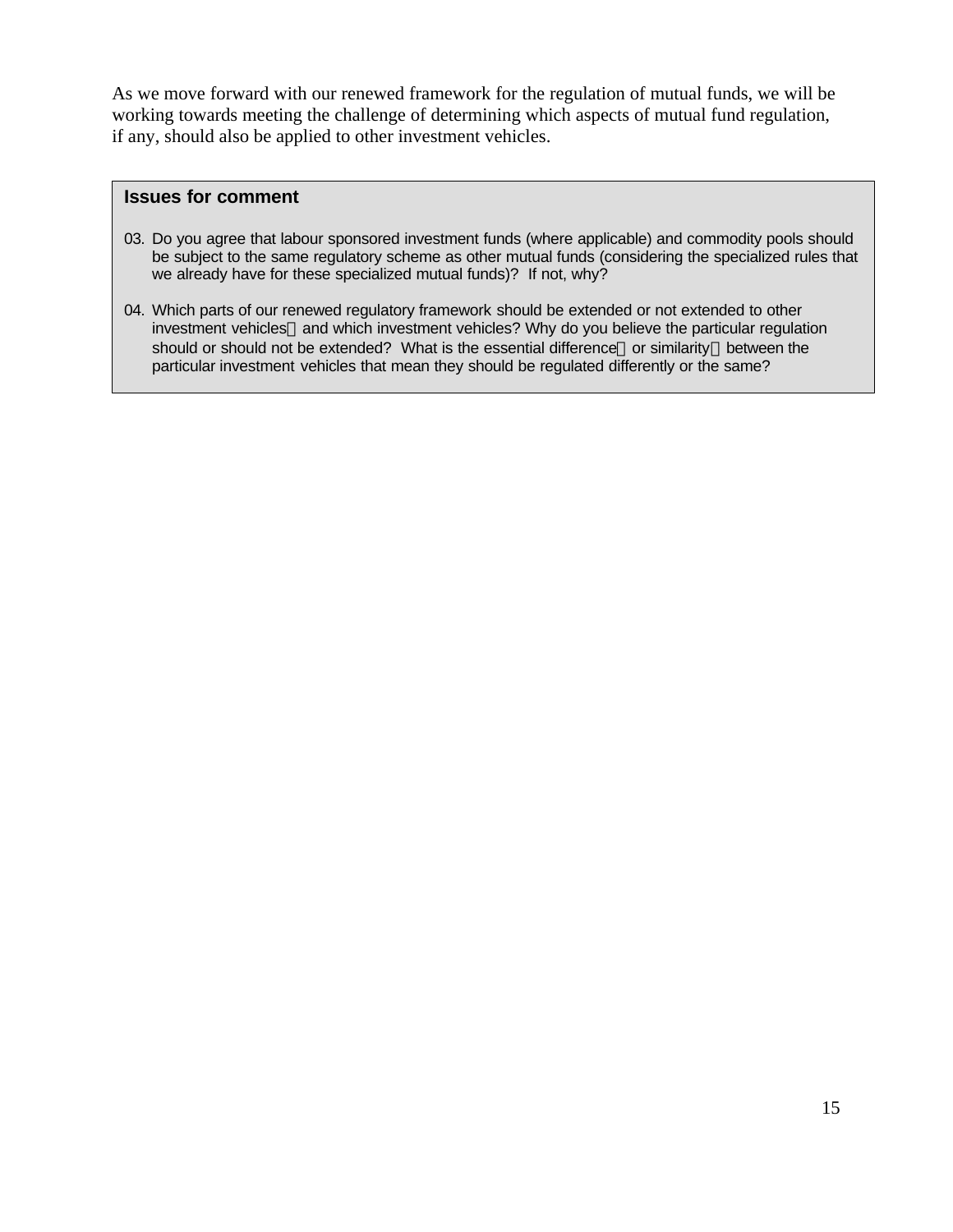As we move forward with our renewed framework for the regulation of mutual funds, we will be working towards meeting the challenge of determining which aspects of mutual fund regulation, if any, should also be applied to other investment vehicles.

**Issues for comment**

03. Do you agree that labour sponsored investment funds (where applicable) and commodity pools should be subject to the same regulatory scheme as other mutual funds (considering the specialized rules that we already have for these specialized mutual funds)? If not, why?

04. Which parts of our renewed regulatory framework should be extended or not extended to other investment vehicles — and which investment vehicles? Why do you believe the particular regulation should or should not be extended? What is the essential difference — or similarity — between the particular investment vehicles that mean they should be regulated differently or the same?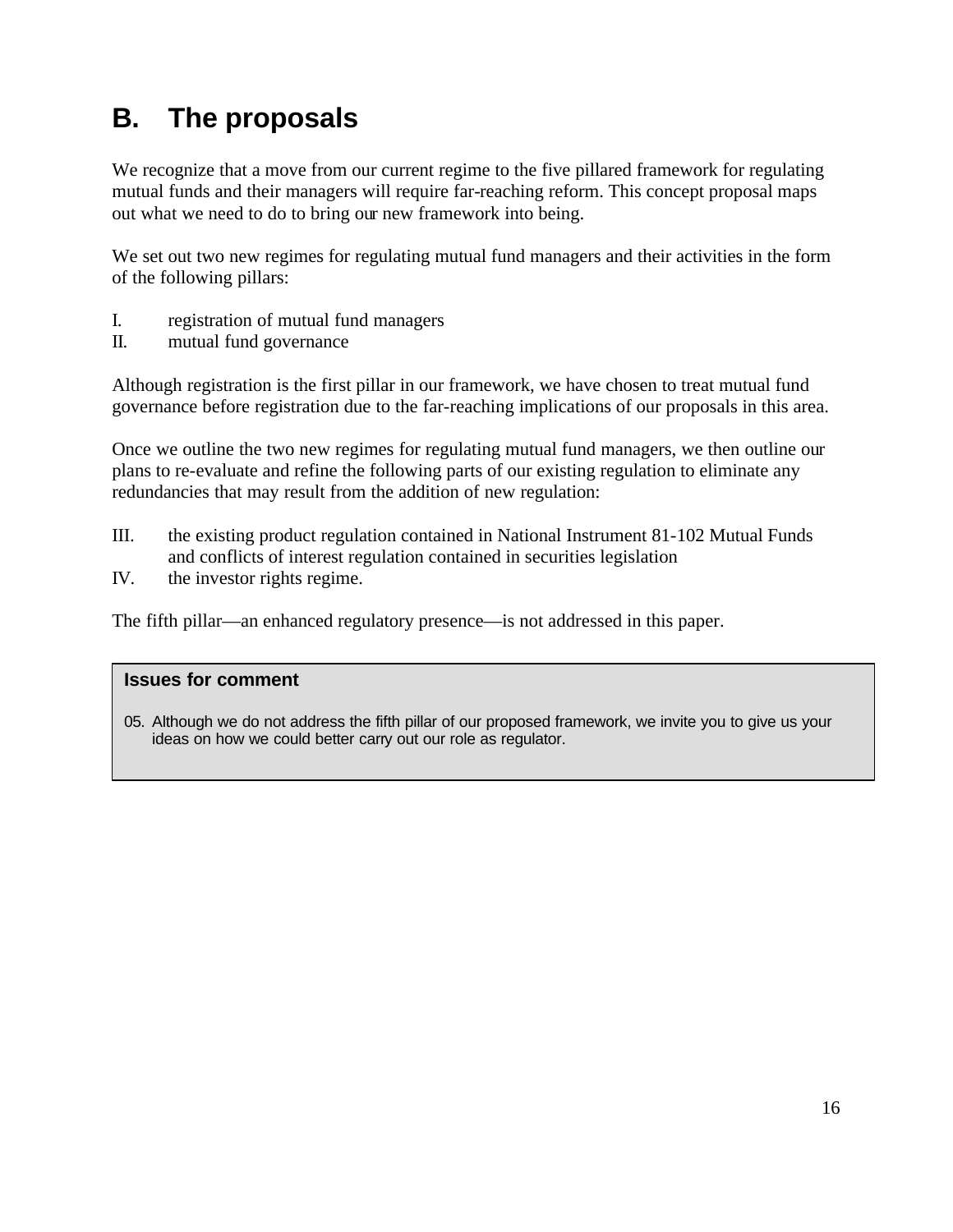## B. The proposals

We recognize that a move from our current regime to the five pillared framework for regulating mutual funds and their managers will require far-reaching reform. This concept proposal maps out what we need to do to bring our new framework into being.

We set out two new regimes for regulating mutual fund managers and their activities in the form of the following pillars:

I. registration of mutual fund managers
II. mutual fund governance

Although registration is the first pillar in our framework, we have chosen to treat mutual fund governance before registration due to the far-reaching implications of our proposals in this area.

Once we outline the two new regimes for regulating mutual fund managers, we then outline our plans to re-evaluate and refine the following parts of our existing regulation to eliminate any redundancies that may result from the addition of new regulation:

III. the existing product regulation contained in National Instrument 81-102 Mutual Funds and conflicts of interest regulation contained in securities legislation
IV. the investor rights regime.

The fifth pillar—an enhanced regulatory presence—is not addressed in this paper.

**Issues for comment**

05. Although we do not address the fifth pillar of our proposed framework, we invite you to give us your ideas on how we could better carry out our role as regulator.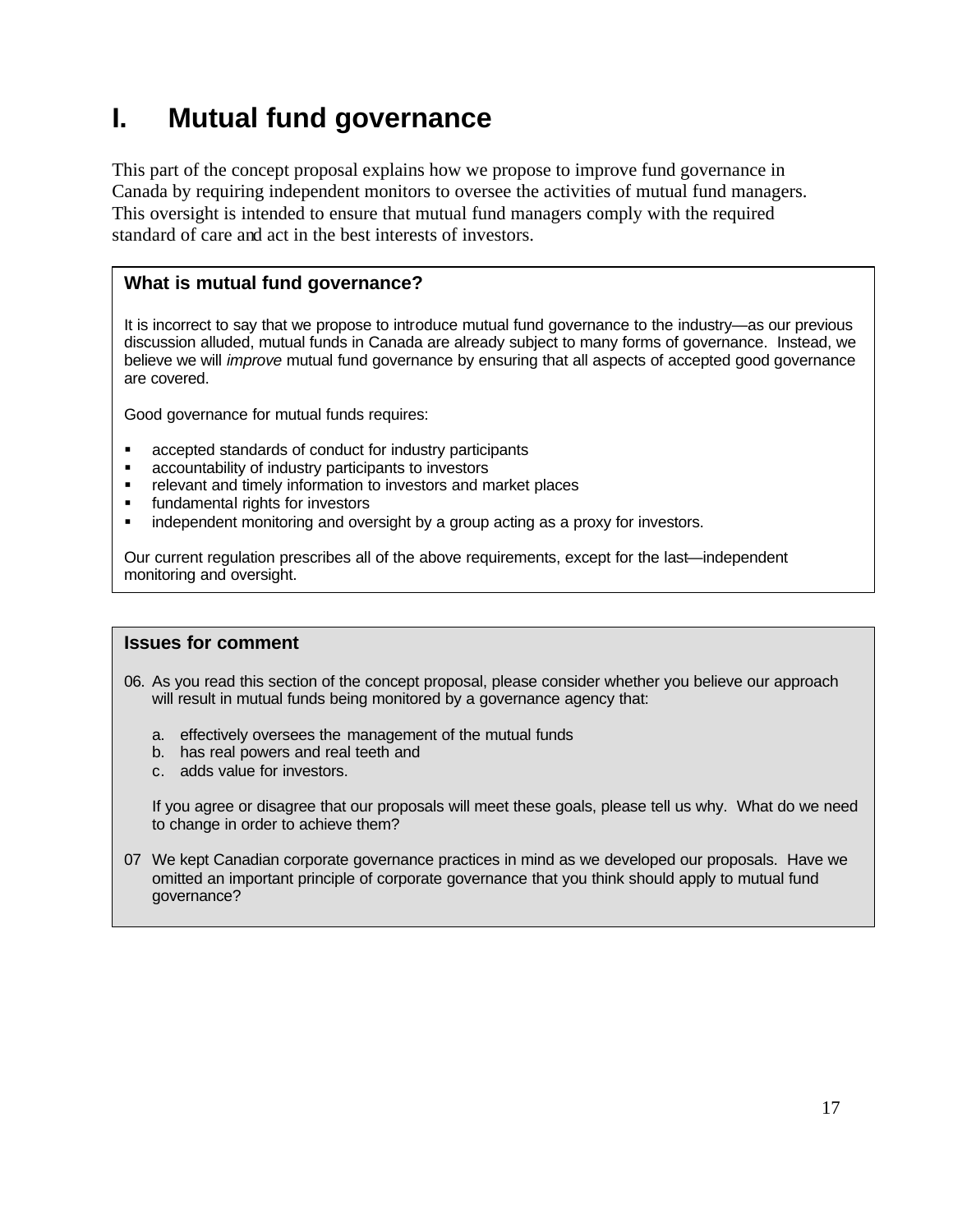# I. Mutual fund governance

This part of the concept proposal explains how we propose to improve fund governance in Canada by requiring independent monitors to oversee the activities of mutual fund managers. This oversight is intended to ensure that mutual fund managers comply with the required standard of care and act in the best interests of investors.

### What is mutual fund governance?

It is incorrect to say that we propose to introduce mutual fund governance to the industry—as our previous discussion alluded, mutual funds in Canada are already subject to many forms of governance. Instead, we believe we will *improve* mutual fund governance by ensuring that all aspects of accepted good governance are covered.

Good governance for mutual funds requires:

- accepted standards of conduct for industry participants
- accountability of industry participants to investors
- relevant and timely information to investors and market places
- fundamental rights for investors
- independent monitoring and oversight by a group acting as a proxy for investors.

Our current regulation prescribes all of the above requirements, except for the last—independent monitoring and oversight.

### Issues for comment

06. As you read this section of the concept proposal, please consider whether you believe our approach will result in mutual funds being monitored by a governance agency that:

    a. effectively oversees the management of the mutual funds
    b. has real powers and real teeth and
    c. adds value for investors.

    If you agree or disagree that our proposals will meet these goals, please tell us why. What do we need to change in order to achieve them?

07 We kept Canadian corporate governance practices in mind as we developed our proposals. Have we omitted an important principle of corporate governance that you think should apply to mutual fund governance?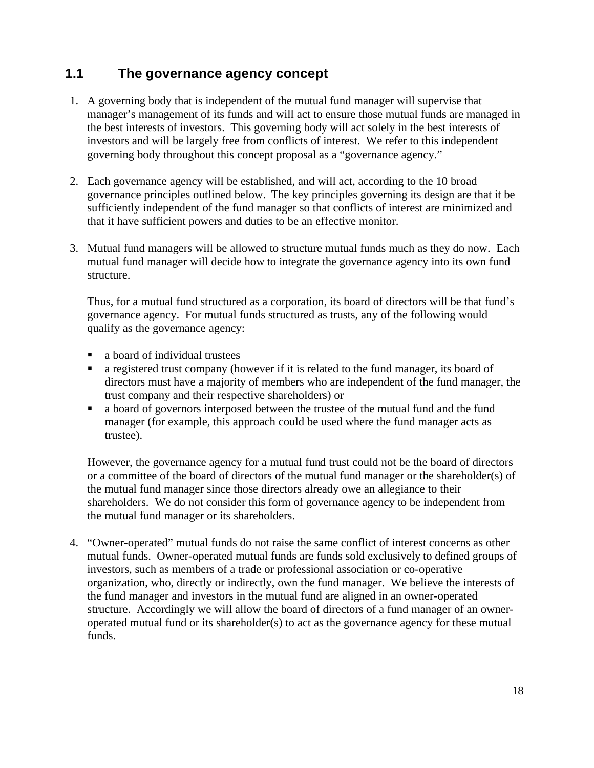## 1.1 The governance agency concept

1. A governing body that is independent of the mutual fund manager will supervise that manager's management of its funds and will act to ensure those mutual funds are managed in the best interests of investors. This governing body will act solely in the best interests of investors and will be largely free from conflicts of interest. We refer to this independent governing body throughout this concept proposal as a "governance agency."

2. Each governance agency will be established, and will act, according to the 10 broad governance principles outlined below. The key principles governing its design are that it be sufficiently independent of the fund manager so that conflicts of interest are minimized and that it have sufficient powers and duties to be an effective monitor.

3. Mutual fund managers will be allowed to structure mutual funds much as they do now. Each mutual fund manager will decide how to integrate the governance agency into its own fund structure.

   Thus, for a mutual fund structured as a corporation, its board of directors will be that fund's governance agency. For mutual funds structured as trusts, any of the following would qualify as the governance agency:

   - a board of individual trustees
   - a registered trust company (however if it is related to the fund manager, its board of directors must have a majority of members who are independent of the fund manager, the trust company and their respective shareholders) or
   - a board of governors interposed between the trustee of the mutual fund and the fund manager (for example, this approach could be used where the fund manager acts as trustee).

   However, the governance agency for a mutual fund trust could not be the board of directors or a committee of the board of directors of the mutual fund manager or the shareholder(s) of the mutual fund manager since those directors already owe an allegiance to their shareholders. We do not consider this form of governance agency to be independent from the mutual fund manager or its shareholders.

4. "Owner-operated" mutual funds do not raise the same conflict of interest concerns as other mutual funds. Owner-operated mutual funds are funds sold exclusively to defined groups of investors, such as members of a trade or professional association or co-operative organization, who, directly or indirectly, own the fund manager. We believe the interests of the fund manager and investors in the mutual fund are aligned in an owner-operated structure. Accordingly we will allow the board of directors of a fund manager of an owner-operated mutual fund or its shareholder(s) to act as the governance agency for these mutual funds.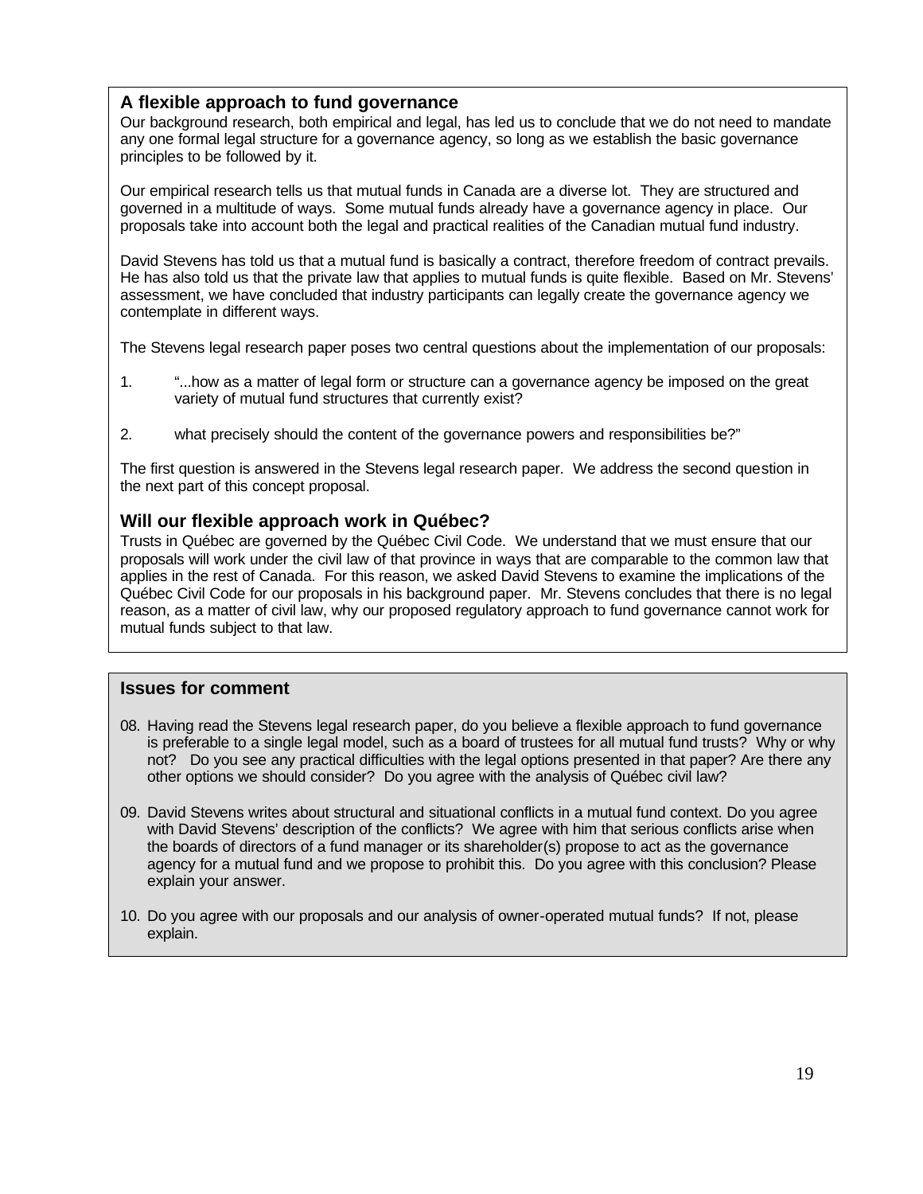## A flexible approach to fund governance

Our background research, both empirical and legal, has led us to conclude that we do not need to mandate any one formal legal structure for a governance agency, so long as we establish the basic governance principles to be followed by it.

Our empirical research tells us that mutual funds in Canada are a diverse lot. They are structured and governed in a multitude of ways. Some mutual funds already have a governance agency in place. Our proposals take into account both the legal and practical realities of the Canadian mutual fund industry.

David Stevens has told us that a mutual fund is basically a contract, therefore freedom of contract prevails. He has also told us that the private law that applies to mutual funds is quite flexible. Based on Mr. Stevens' assessment, we have concluded that industry participants can legally create the governance agency we contemplate in different ways.

The Stevens legal research paper poses two central questions about the implementation of our proposals:

1. "...how as a matter of legal form or structure can a governance agency be imposed on the great variety of mutual fund structures that currently exist?

2. what precisely should the content of the governance powers and responsibilities be?"

The first question is answered in the Stevens legal research paper. We address the second question in the next part of this concept proposal.

## Will our flexible approach work in Québec?

Trusts in Québec are governed by the Québec Civil Code. We understand that we must ensure that our proposals will work under the civil law of that province in ways that are comparable to the common law that applies in the rest of Canada. For this reason, we asked David Stevens to examine the implications of the Québec Civil Code for our proposals in his background paper. Mr. Stevens concludes that there is no legal reason, as a matter of civil law, why our proposed regulatory approach to fund governance cannot work for mutual funds subject to that law.

## Issues for comment

08. Having read the Stevens legal research paper, do you believe a flexible approach to fund governance is preferable to a single legal model, such as a board of trustees for all mutual fund trusts? Why or why not? Do you see any practical difficulties with the legal options presented in that paper? Are there any other options we should consider? Do you agree with the analysis of Québec civil law?

09. David Stevens writes about structural and situational conflicts in a mutual fund context. Do you agree with David Stevens' description of the conflicts? We agree with him that serious conflicts arise when the boards of directors of a fund manager or its shareholder(s) propose to act as the governance agency for a mutual fund and we propose to prohibit this. Do you agree with this conclusion? Please explain your answer.

10. Do you agree with our proposals and our analysis of owner-operated mutual funds? If not, please explain.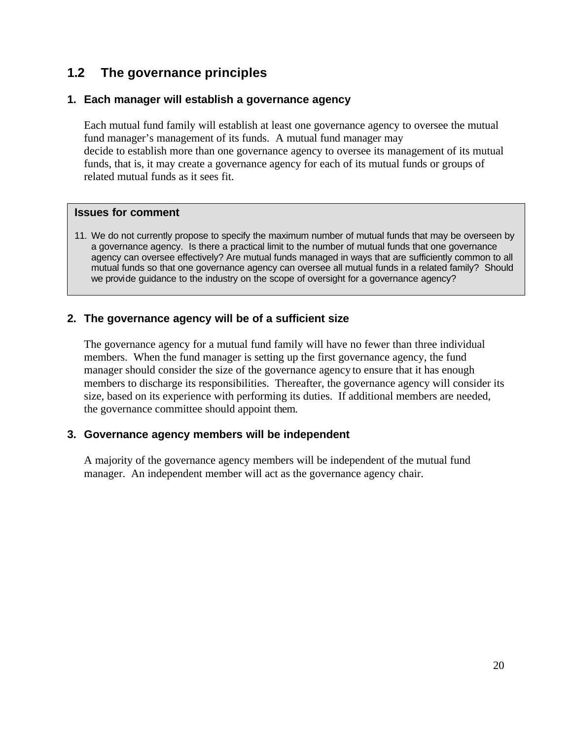## 1.2 The governance principles

### 1. Each manager will establish a governance agency

Each mutual fund family will establish at least one governance agency to oversee the mutual fund manager's management of its funds. A mutual fund manager may decide to establish more than one governance agency to oversee its management of its mutual funds, that is, it may create a governance agency for each of its mutual funds or groups of related mutual funds as it sees fit.

> **Issues for comment**
>
> 11. We do not currently propose to specify the maximum number of mutual funds that may be overseen by a governance agency. Is there a practical limit to the number of mutual funds that one governance agency can oversee effectively? Are mutual funds managed in ways that are sufficiently common to all mutual funds so that one governance agency can oversee all mutual funds in a related family? Should we provide guidance to the industry on the scope of oversight for a governance agency?

### 2. The governance agency will be of a sufficient size

The governance agency for a mutual fund family will have no fewer than three individual members. When the fund manager is setting up the first governance agency, the fund manager should consider the size of the governance agency to ensure that it has enough members to discharge its responsibilities. Thereafter, the governance agency will consider its size, based on its experience with performing its duties. If additional members are needed, the governance committee should appoint them.

### 3. Governance agency members will be independent

A majority of the governance agency members will be independent of the mutual fund manager. An independent member will act as the governance agency chair.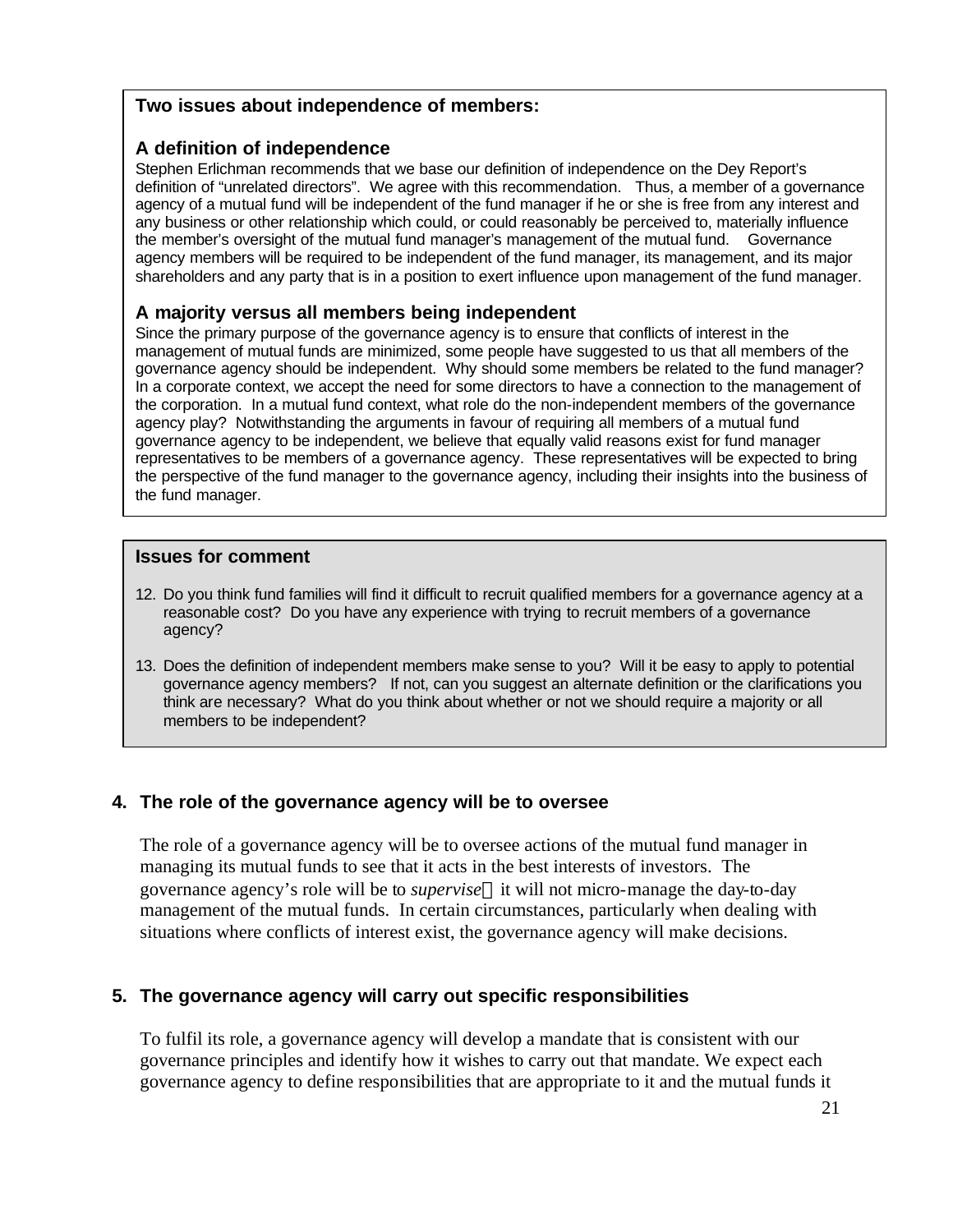**Two issues about independence of members:**

### A definition of independence

Stephen Erlichman recommends that we base our definition of independence on the Dey Report's definition of "unrelated directors". We agree with this recommendation. Thus, a member of a governance agency of a mutual fund will be independent of the fund manager if he or she is free from any interest and any business or other relationship which could, or could reasonably be perceived to, materially influence the member's oversight of the mutual fund manager's management of the mutual fund. Governance agency members will be required to be independent of the fund manager, its management, and its major shareholders and any party that is in a position to exert influence upon management of the fund manager.

### A majority versus all members being independent

Since the primary purpose of the governance agency is to ensure that conflicts of interest in the management of mutual funds are minimized, some people have suggested to us that all members of the governance agency should be independent. Why should some members be related to the fund manager? In a corporate context, we accept the need for some directors to have a connection to the management of the corporation. In a mutual fund context, what role do the non-independent members of the governance agency play? Notwithstanding the arguments in favour of requiring all members of a mutual fund governance agency to be independent, we believe that equally valid reasons exist for fund manager representatives to be members of a governance agency. These representatives will be expected to bring the perspective of the fund manager to the governance agency, including their insights into the business of the fund manager.

**Issues for comment**

12. Do you think fund families will find it difficult to recruit qualified members for a governance agency at a reasonable cost? Do you have any experience with trying to recruit members of a governance agency?

13. Does the definition of independent members make sense to you? Will it be easy to apply to potential governance agency members? If not, can you suggest an alternate definition or the clarifications you think are necessary? What do you think about whether or not we should require a majority or all members to be independent?

## 4. The role of the governance agency will be to oversee

The role of a governance agency will be to oversee actions of the mutual fund manager in managing its mutual funds to see that it acts in the best interests of investors. The governance agency's role will be to *supervise* — it will not micro-manage the day-to-day management of the mutual funds. In certain circumstances, particularly when dealing with situations where conflicts of interest exist, the governance agency will make decisions.

## 5. The governance agency will carry out specific responsibilities

To fulfil its role, a governance agency will develop a mandate that is consistent with our governance principles and identify how it wishes to carry out that mandate. We expect each governance agency to define responsibilities that are appropriate to it and the mutual funds it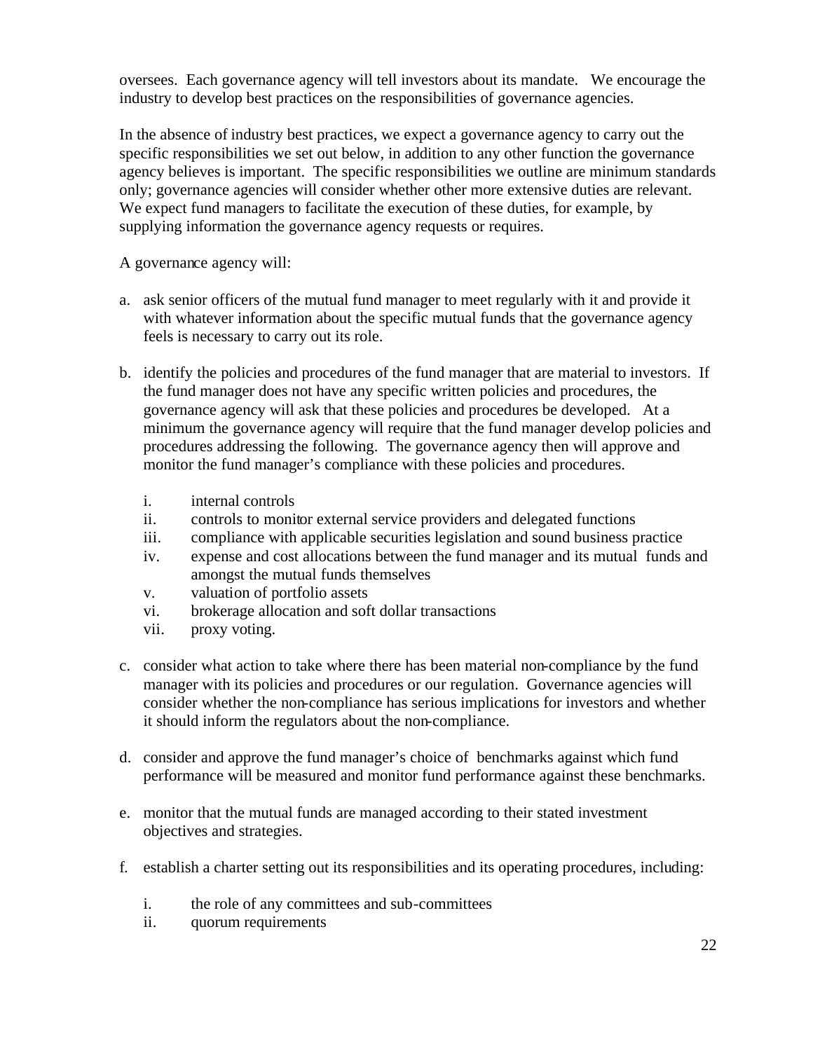oversees. Each governance agency will tell investors about its mandate. We encourage the industry to develop best practices on the responsibilities of governance agencies.

In the absence of industry best practices, we expect a governance agency to carry out the specific responsibilities we set out below, in addition to any other function the governance agency believes is important. The specific responsibilities we outline are minimum standards only; governance agencies will consider whether other more extensive duties are relevant. We expect fund managers to facilitate the execution of these duties, for example, by supplying information the governance agency requests or requires.

A governance agency will:

a. ask senior officers of the mutual fund manager to meet regularly with it and provide it with whatever information about the specific mutual funds that the governance agency feels is necessary to carry out its role.

b. identify the policies and procedures of the fund manager that are material to investors. If the fund manager does not have any specific written policies and procedures, the governance agency will ask that these policies and procedures be developed. At a minimum the governance agency will require that the fund manager develop policies and procedures addressing the following. The governance agency then will approve and monitor the fund manager's compliance with these policies and procedures.

   i. internal controls
   ii. controls to monitor external service providers and delegated functions
   iii. compliance with applicable securities legislation and sound business practice
   iv. expense and cost allocations between the fund manager and its mutual funds and amongst the mutual funds themselves
   v. valuation of portfolio assets
   vi. brokerage allocation and soft dollar transactions
   vii. proxy voting.

c. consider what action to take where there has been material non-compliance by the fund manager with its policies and procedures or our regulation. Governance agencies will consider whether the non-compliance has serious implications for investors and whether it should inform the regulators about the non-compliance.

d. consider and approve the fund manager's choice of benchmarks against which fund performance will be measured and monitor fund performance against these benchmarks.

e. monitor that the mutual funds are managed according to their stated investment objectives and strategies.

f. establish a charter setting out its responsibilities and its operating procedures, including:

   i. the role of any committees and sub-committees
   ii. quorum requirements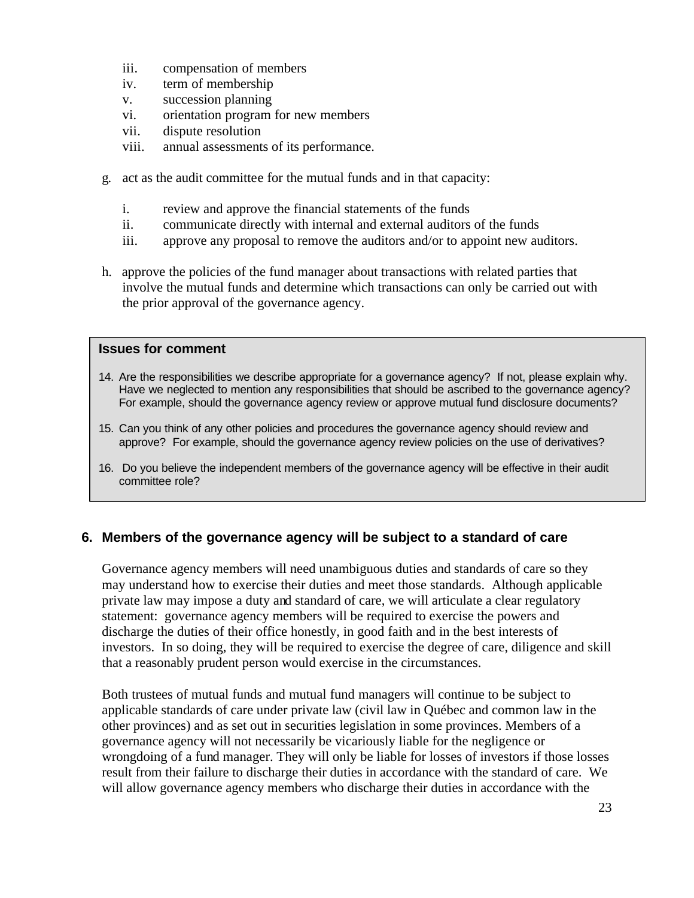iii. compensation of members
iv. term of membership
v. succession planning
vi. orientation program for new members
vii. dispute resolution
viii. annual assessments of its performance.

g. act as the audit committee for the mutual funds and in that capacity:

   i. review and approve the financial statements of the funds
   ii. communicate directly with internal and external auditors of the funds
   iii. approve any proposal to remove the auditors and/or to appoint new auditors.

h. approve the policies of the fund manager about transactions with related parties that involve the mutual funds and determine which transactions can only be carried out with the prior approval of the governance agency.

**Issues for comment**

14. Are the responsibilities we describe appropriate for a governance agency? If not, please explain why. Have we neglected to mention any responsibilities that should be ascribed to the governance agency? For example, should the governance agency review or approve mutual fund disclosure documents?

15. Can you think of any other policies and procedures the governance agency should review and approve? For example, should the governance agency review policies on the use of derivatives?

16. Do you believe the independent members of the governance agency will be effective in their audit committee role?

## 6. Members of the governance agency will be subject to a standard of care

Governance agency members will need unambiguous duties and standards of care so they may understand how to exercise their duties and meet those standards. Although applicable private law may impose a duty and standard of care, we will articulate a clear regulatory statement: governance agency members will be required to exercise the powers and discharge the duties of their office honestly, in good faith and in the best interests of investors. In so doing, they will be required to exercise the degree of care, diligence and skill that a reasonably prudent person would exercise in the circumstances.

Both trustees of mutual funds and mutual fund managers will continue to be subject to applicable standards of care under private law (civil law in Québec and common law in the other provinces) and as set out in securities legislation in some provinces. Members of a governance agency will not necessarily be vicariously liable for the negligence or wrongdoing of a fund manager. They will only be liable for losses of investors if those losses result from their failure to discharge their duties in accordance with the standard of care. We will allow governance agency members who discharge their duties in accordance with the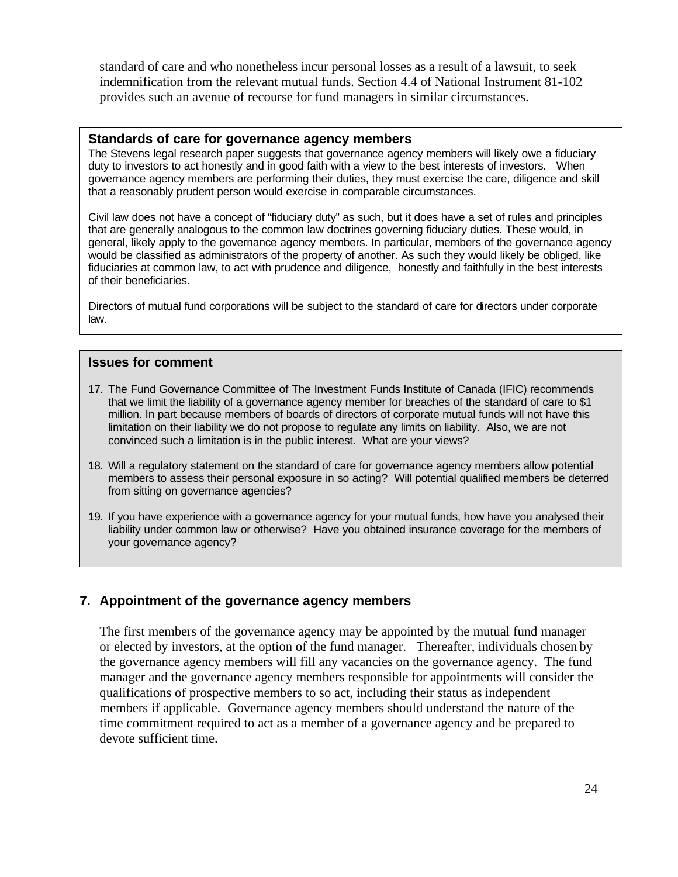standard of care and who nonetheless incur personal losses as a result of a lawsuit, to seek indemnification from the relevant mutual funds. Section 4.4 of National Instrument 81-102 provides such an avenue of recourse for fund managers in similar circumstances.

**Standards of care for governance agency members**

The Stevens legal research paper suggests that governance agency members will likely owe a fiduciary duty to investors to act honestly and in good faith with a view to the best interests of investors. When governance agency members are performing their duties, they must exercise the care, diligence and skill that a reasonably prudent person would exercise in comparable circumstances.

Civil law does not have a concept of "fiduciary duty" as such, but it does have a set of rules and principles that are generally analogous to the common law doctrines governing fiduciary duties. These would, in general, likely apply to the governance agency members. In particular, members of the governance agency would be classified as administrators of the property of another. As such they would likely be obliged, like fiduciaries at common law, to act with prudence and diligence, honestly and faithfully in the best interests of their beneficiaries.

Directors of mutual fund corporations will be subject to the standard of care for directors under corporate law.

**Issues for comment**

17. The Fund Governance Committee of The Investment Funds Institute of Canada (IFIC) recommends that we limit the liability of a governance agency member for breaches of the standard of care to $1 million. In part because members of boards of directors of corporate mutual funds will not have this limitation on their liability we do not propose to regulate any limits on liability. Also, we are not convinced such a limitation is in the public interest. What are your views?

18. Will a regulatory statement on the standard of care for governance agency members allow potential members to assess their personal exposure in so acting? Will potential qualified members be deterred from sitting on governance agencies?

19. If you have experience with a governance agency for your mutual funds, how have you analysed their liability under common law or otherwise? Have you obtained insurance coverage for the members of your governance agency?

## 7. Appointment of the governance agency members

The first members of the governance agency may be appointed by the mutual fund manager or elected by investors, at the option of the fund manager. Thereafter, individuals chosen by the governance agency members will fill any vacancies on the governance agency. The fund manager and the governance agency members responsible for appointments will consider the qualifications of prospective members to so act, including their status as independent members if applicable. Governance agency members should understand the nature of the time commitment required to act as a member of a governance agency and be prepared to devote sufficient time.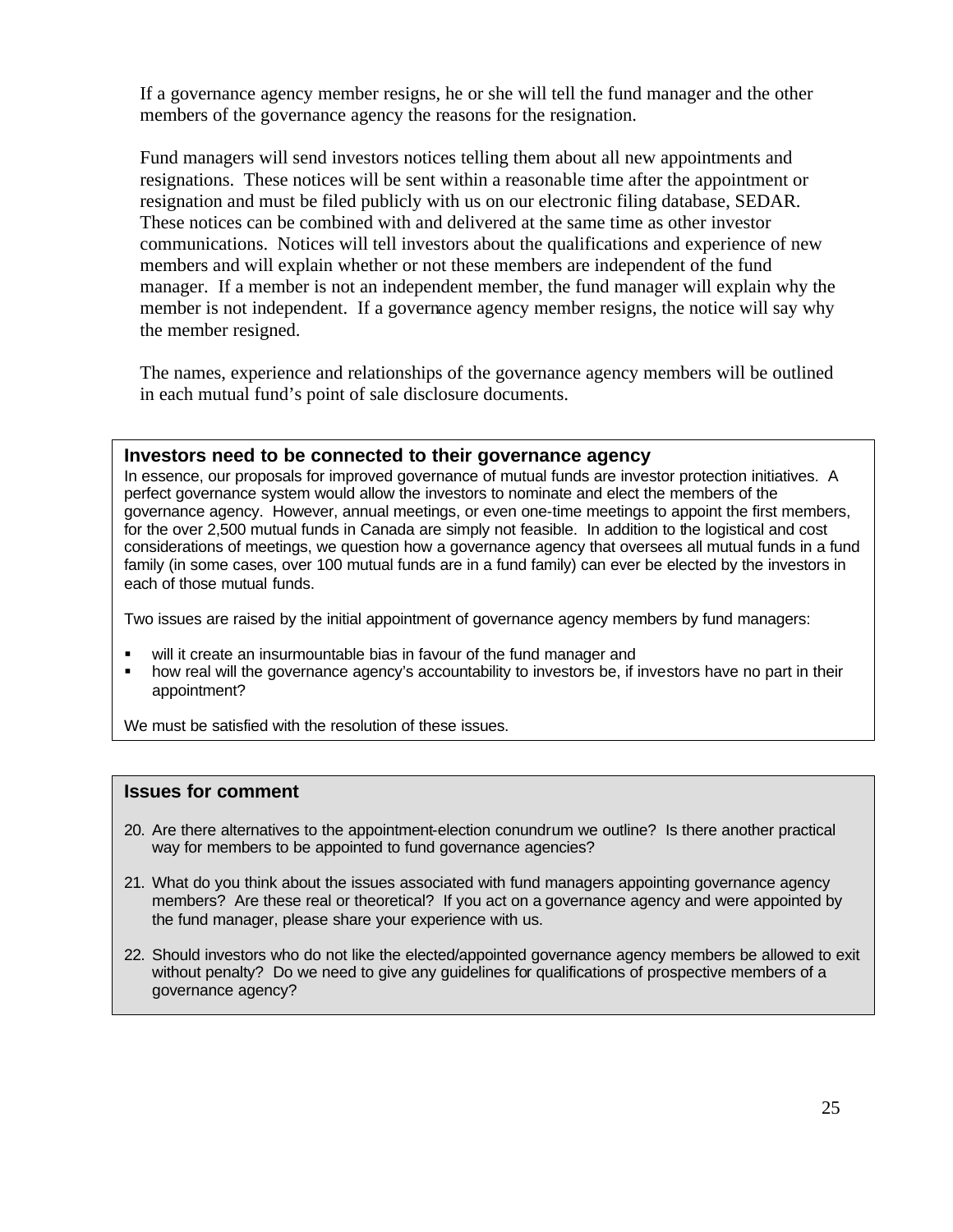If a governance agency member resigns, he or she will tell the fund manager and the other members of the governance agency the reasons for the resignation.

Fund managers will send investors notices telling them about all new appointments and resignations. These notices will be sent within a reasonable time after the appointment or resignation and must be filed publicly with us on our electronic filing database, SEDAR. These notices can be combined with and delivered at the same time as other investor communications. Notices will tell investors about the qualifications and experience of new members and will explain whether or not these members are independent of the fund manager. If a member is not an independent member, the fund manager will explain why the member is not independent. If a governance agency member resigns, the notice will say why the member resigned.

The names, experience and relationships of the governance agency members will be outlined in each mutual fund's point of sale disclosure documents.

### Investors need to be connected to their governance agency

In essence, our proposals for improved governance of mutual funds are investor protection initiatives. A perfect governance system would allow the investors to nominate and elect the members of the governance agency. However, annual meetings, or even one-time meetings to appoint the first members, for the over 2,500 mutual funds in Canada are simply not feasible. In addition to the logistical and cost considerations of meetings, we question how a governance agency that oversees all mutual funds in a fund family (in some cases, over 100 mutual funds are in a fund family) can ever be elected by the investors in each of those mutual funds.

Two issues are raised by the initial appointment of governance agency members by fund managers:

- will it create an insurmountable bias in favour of the fund manager and
- how real will the governance agency's accountability to investors be, if investors have no part in their appointment?

We must be satisfied with the resolution of these issues.

### Issues for comment

20. Are there alternatives to the appointment-election conundrum we outline? Is there another practical way for members to be appointed to fund governance agencies?
21. What do you think about the issues associated with fund managers appointing governance agency members? Are these real or theoretical? If you act on a governance agency and were appointed by the fund manager, please share your experience with us.
22. Should investors who do not like the elected/appointed governance agency members be allowed to exit without penalty? Do we need to give any guidelines for qualifications of prospective members of a governance agency?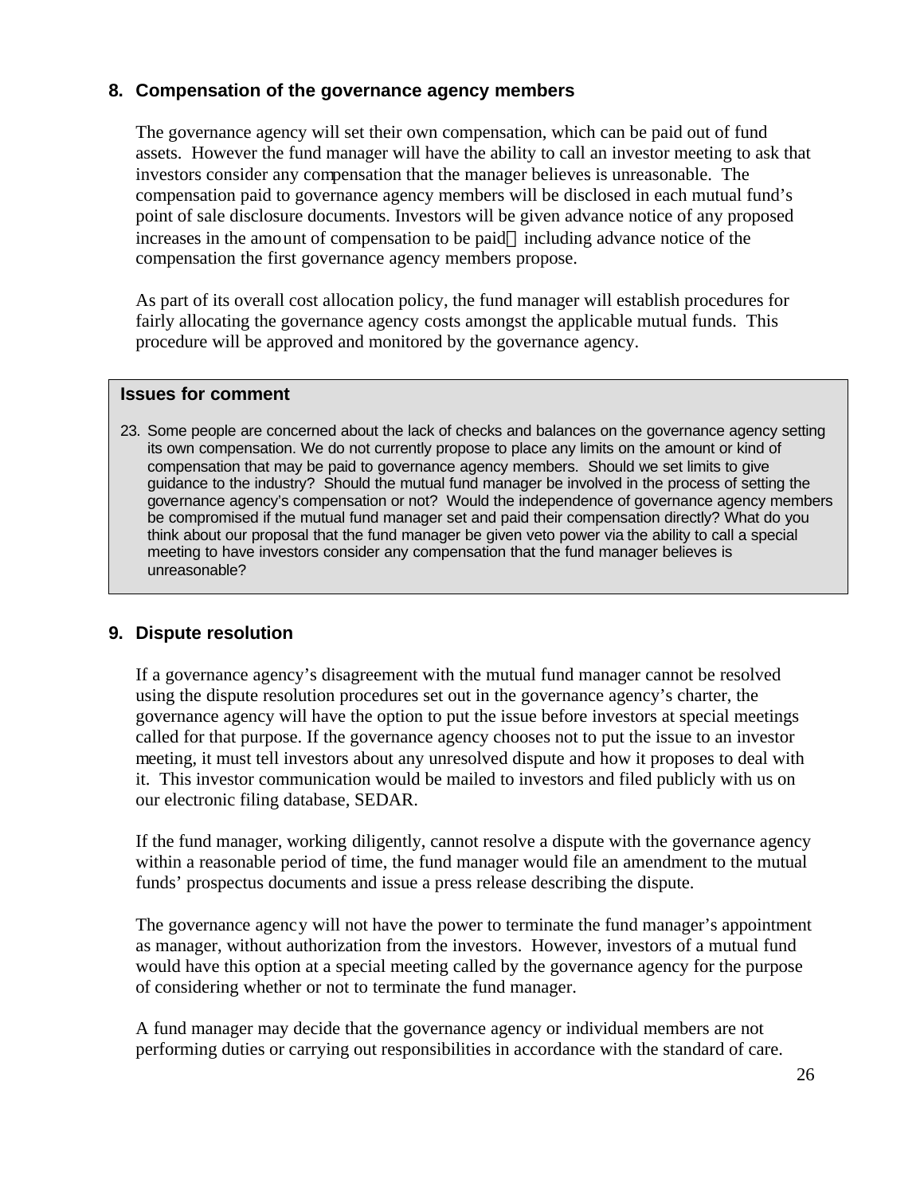## 8. Compensation of the governance agency members

The governance agency will set their own compensation, which can be paid out of fund assets. However the fund manager will have the ability to call an investor meeting to ask that investors consider any compensation that the manager believes is unreasonable. The compensation paid to governance agency members will be disclosed in each mutual fund's point of sale disclosure documents. Investors will be given advance notice of any proposed increases in the amount of compensation to be paid including advance notice of the compensation the first governance agency members propose.

As part of its overall cost allocation policy, the fund manager will establish procedures for fairly allocating the governance agency costs amongst the applicable mutual funds. This procedure will be approved and monitored by the governance agency.

> **Issues for comment**
>
> 23. Some people are concerned about the lack of checks and balances on the governance agency setting its own compensation. We do not currently propose to place any limits on the amount or kind of compensation that may be paid to governance agency members. Should we set limits to give guidance to the industry? Should the mutual fund manager be involved in the process of setting the governance agency's compensation or not? Would the independence of governance agency members be compromised if the mutual fund manager set and paid their compensation directly? What do you think about our proposal that the fund manager be given veto power via the ability to call a special meeting to have investors consider any compensation that the fund manager believes is unreasonable?

## 9. Dispute resolution

If a governance agency's disagreement with the mutual fund manager cannot be resolved using the dispute resolution procedures set out in the governance agency's charter, the governance agency will have the option to put the issue before investors at special meetings called for that purpose. If the governance agency chooses not to put the issue to an investor meeting, it must tell investors about any unresolved dispute and how it proposes to deal with it. This investor communication would be mailed to investors and filed publicly with us on our electronic filing database, SEDAR.

If the fund manager, working diligently, cannot resolve a dispute with the governance agency within a reasonable period of time, the fund manager would file an amendment to the mutual funds' prospectus documents and issue a press release describing the dispute.

The governance agency will not have the power to terminate the fund manager's appointment as manager, without authorization from the investors. However, investors of a mutual fund would have this option at a special meeting called by the governance agency for the purpose of considering whether or not to terminate the fund manager.

A fund manager may decide that the governance agency or individual members are not performing duties or carrying out responsibilities in accordance with the standard of care.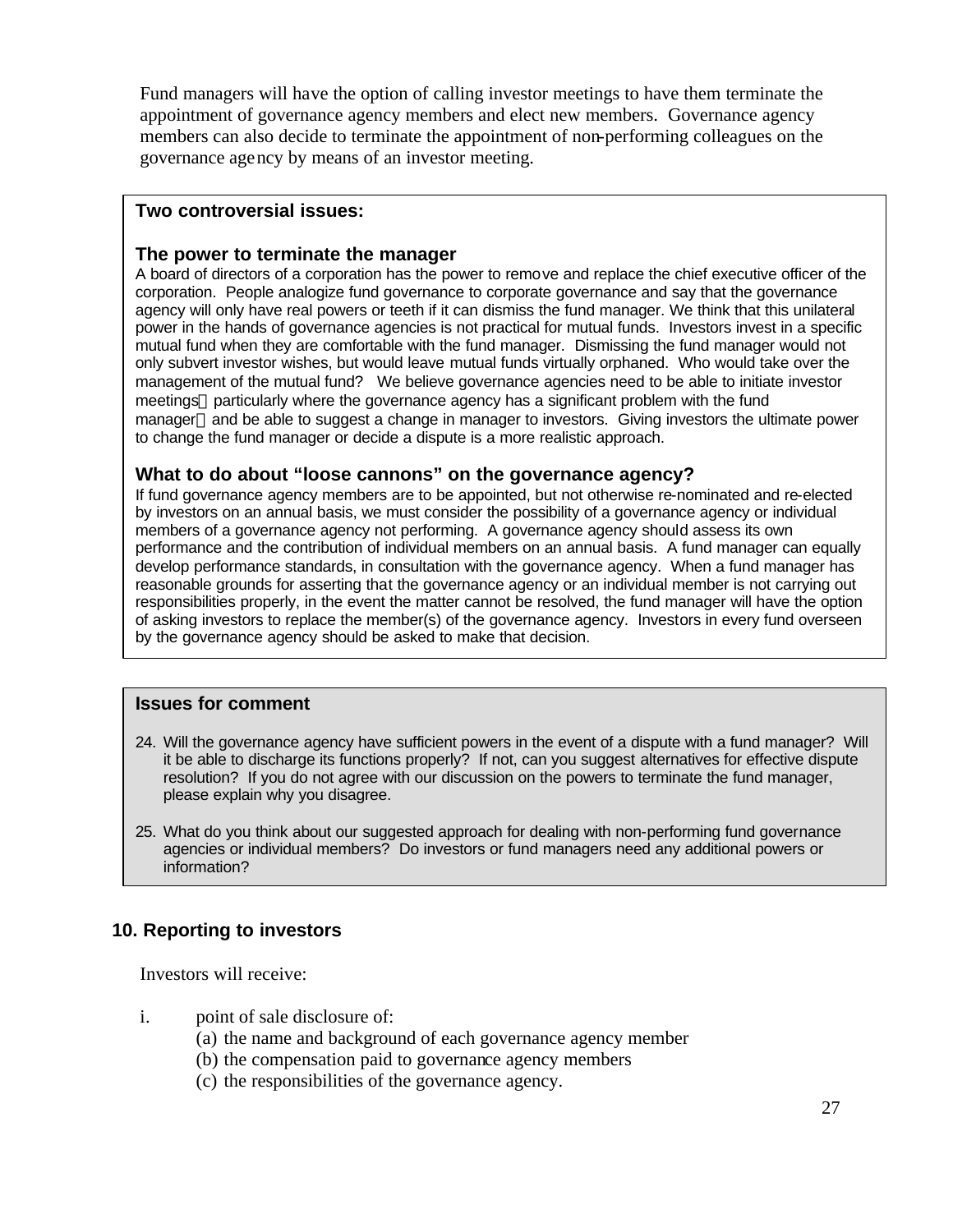Fund managers will have the option of calling investor meetings to have them terminate the appointment of governance agency members and elect new members. Governance agency members can also decide to terminate the appointment of non-performing colleagues on the governance agency by means of an investor meeting.

**Two controversial issues:**

### The power to terminate the manager

A board of directors of a corporation has the power to remove and replace the chief executive officer of the corporation. People analogize fund governance to corporate governance and say that the governance agency will only have real powers or teeth if it can dismiss the fund manager. We think that this unilateral power in the hands of governance agencies is not practical for mutual funds. Investors invest in a specific mutual fund when they are comfortable with the fund manager. Dismissing the fund manager would not only subvert investor wishes, but would leave mutual funds virtually orphaned. Who would take over the management of the mutual fund? We believe governance agencies need to be able to initiate investor meetings particularly where the governance agency has a significant problem with the fund manager and be able to suggest a change in manager to investors. Giving investors the ultimate power to change the fund manager or decide a dispute is a more realistic approach.

### What to do about "loose cannons" on the governance agency?

If fund governance agency members are to be appointed, but not otherwise re-nominated and re-elected by investors on an annual basis, we must consider the possibility of a governance agency or individual members of a governance agency not performing. A governance agency should assess its own performance and the contribution of individual members on an annual basis. A fund manager can equally develop performance standards, in consultation with the governance agency. When a fund manager has reasonable grounds for asserting that the governance agency or an individual member is not carrying out responsibilities properly, in the event the matter cannot be resolved, the fund manager will have the option of asking investors to replace the member(s) of the governance agency. Investors in every fund overseen by the governance agency should be asked to make that decision.

**Issues for comment**

24. Will the governance agency have sufficient powers in the event of a dispute with a fund manager? Will it be able to discharge its functions properly? If not, can you suggest alternatives for effective dispute resolution? If you do not agree with our discussion on the powers to terminate the fund manager, please explain why you disagree.

25. What do you think about our suggested approach for dealing with non-performing fund governance agencies or individual members? Do investors or fund managers need any additional powers or information?

## 10. Reporting to investors

Investors will receive:

i. point of sale disclosure of:
   (a) the name and background of each governance agency member
   (b) the compensation paid to governance agency members
   (c) the responsibilities of the governance agency.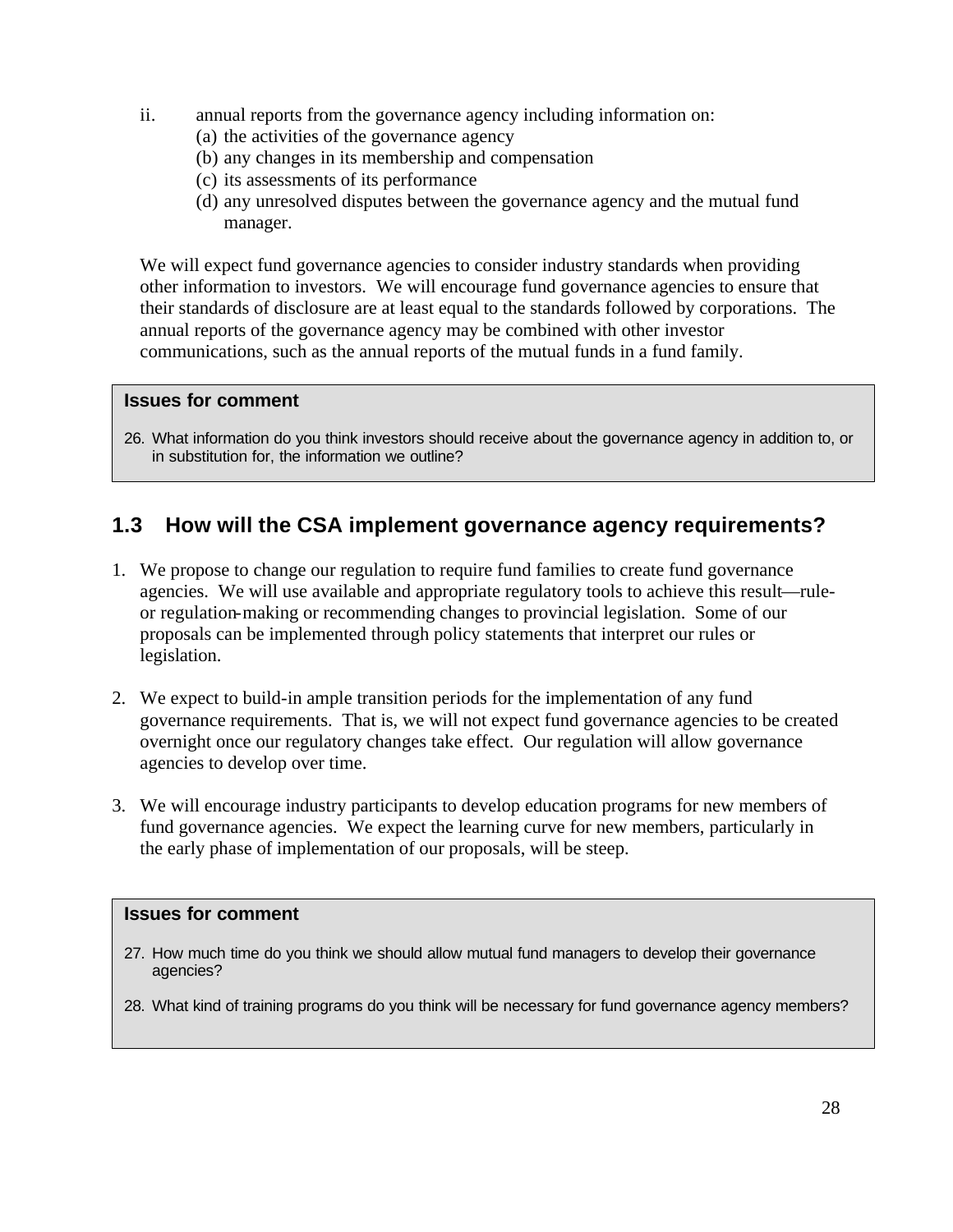ii. annual reports from the governance agency including information on:
   (a) the activities of the governance agency
   (b) any changes in its membership and compensation
   (c) its assessments of its performance
   (d) any unresolved disputes between the governance agency and the mutual fund manager.

We will expect fund governance agencies to consider industry standards when providing other information to investors. We will encourage fund governance agencies to ensure that their standards of disclosure are at least equal to the standards followed by corporations. The annual reports of the governance agency may be combined with other investor communications, such as the annual reports of the mutual funds in a fund family.

> **Issues for comment**
>
> 26. What information do you think investors should receive about the governance agency in addition to, or in substitution for, the information we outline?

## 1.3 How will the CSA implement governance agency requirements?

1. We propose to change our regulation to require fund families to create fund governance agencies. We will use available and appropriate regulatory tools to achieve this result—rule- or regulation-making or recommending changes to provincial legislation. Some of our proposals can be implemented through policy statements that interpret our rules or legislation.

2. We expect to build-in ample transition periods for the implementation of any fund governance requirements. That is, we will not expect fund governance agencies to be created overnight once our regulatory changes take effect. Our regulation will allow governance agencies to develop over time.

3. We will encourage industry participants to develop education programs for new members of fund governance agencies. We expect the learning curve for new members, particularly in the early phase of implementation of our proposals, will be steep.

> **Issues for comment**
>
> 27. How much time do you think we should allow mutual fund managers to develop their governance agencies?
>
> 28. What kind of training programs do you think will be necessary for fund governance agency members?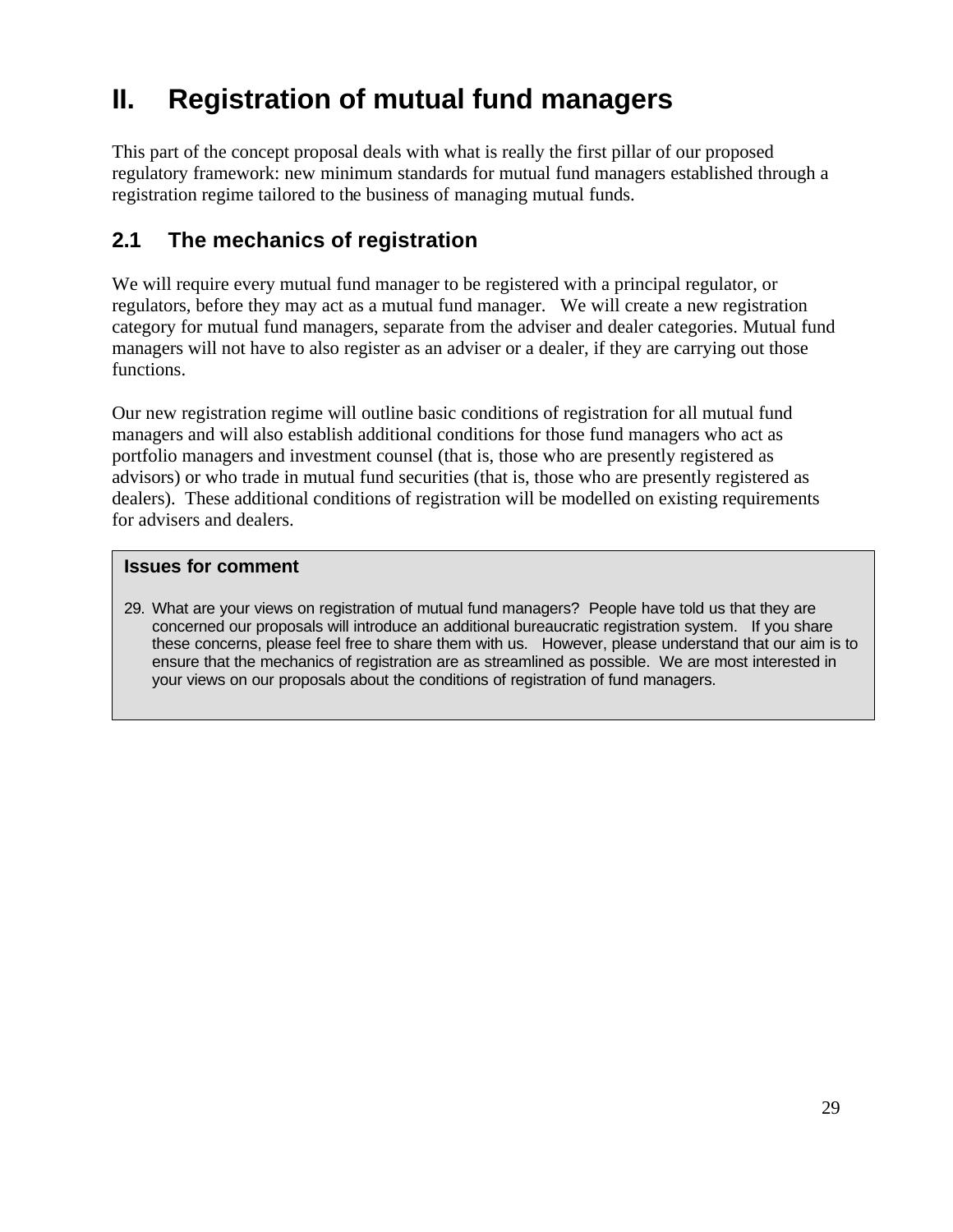# II. Registration of mutual fund managers

This part of the concept proposal deals with what is really the first pillar of our proposed regulatory framework: new minimum standards for mutual fund managers established through a registration regime tailored to the business of managing mutual funds.

## 2.1 The mechanics of registration

We will require every mutual fund manager to be registered with a principal regulator, or regulators, before they may act as a mutual fund manager. We will create a new registration category for mutual fund managers, separate from the adviser and dealer categories. Mutual fund managers will not have to also register as an adviser or a dealer, if they are carrying out those functions.

Our new registration regime will outline basic conditions of registration for all mutual fund managers and will also establish additional conditions for those fund managers who act as portfolio managers and investment counsel (that is, those who are presently registered as advisors) or who trade in mutual fund securities (that is, those who are presently registered as dealers). These additional conditions of registration will be modelled on existing requirements for advisers and dealers.

**Issues for comment**

29. What are your views on registration of mutual fund managers? People have told us that they are concerned our proposals will introduce an additional bureaucratic registration system. If you share these concerns, please feel free to share them with us. However, please understand that our aim is to ensure that the mechanics of registration are as streamlined as possible. We are most interested in your views on our proposals about the conditions of registration of fund managers.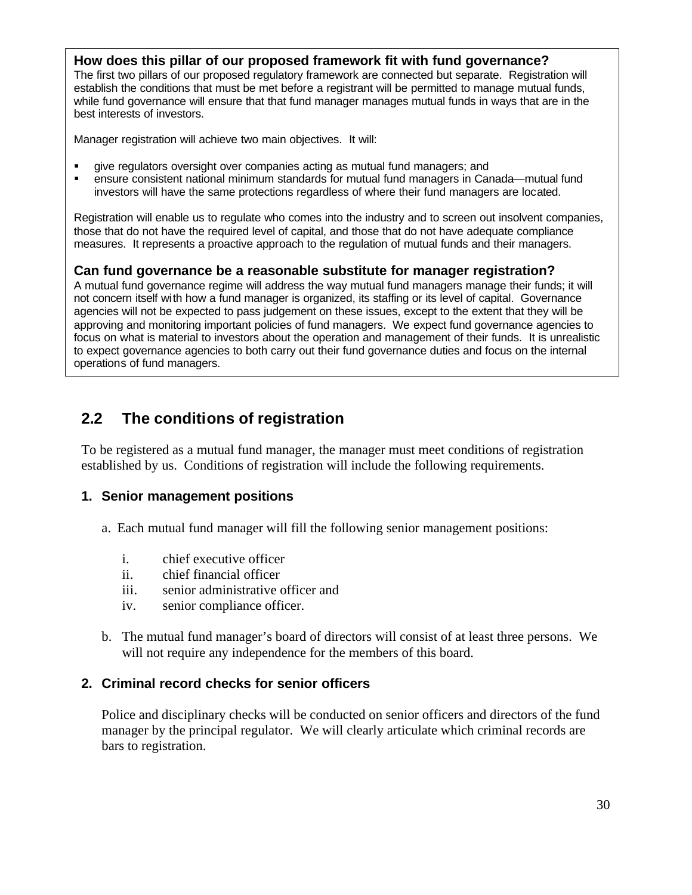### How does this pillar of our proposed framework fit with fund governance?

The first two pillars of our proposed regulatory framework are connected but separate. Registration will establish the conditions that must be met before a registrant will be permitted to manage mutual funds, while fund governance will ensure that that fund manager manages mutual funds in ways that are in the best interests of investors.

Manager registration will achieve two main objectives. It will:

- give regulators oversight over companies acting as mutual fund managers; and
- ensure consistent national minimum standards for mutual fund managers in Canada—mutual fund investors will have the same protections regardless of where their fund managers are located.

Registration will enable us to regulate who comes into the industry and to screen out insolvent companies, those that do not have the required level of capital, and those that do not have adequate compliance measures. It represents a proactive approach to the regulation of mutual funds and their managers.

### Can fund governance be a reasonable substitute for manager registration?

A mutual fund governance regime will address the way mutual fund managers manage their funds; it will not concern itself with how a fund manager is organized, its staffing or its level of capital. Governance agencies will not be expected to pass judgement on these issues, except to the extent that they will be approving and monitoring important policies of fund managers. We expect fund governance agencies to focus on what is material to investors about the operation and management of their funds. It is unrealistic to expect governance agencies to both carry out their fund governance duties and focus on the internal operations of fund managers.

## 2.2 The conditions of registration

To be registered as a mutual fund manager, the manager must meet conditions of registration established by us. Conditions of registration will include the following requirements.

### 1. Senior management positions

a. Each mutual fund manager will fill the following senior management positions:

   i. chief executive officer
   ii. chief financial officer
   iii. senior administrative officer and
   iv. senior compliance officer.

b. The mutual fund manager's board of directors will consist of at least three persons. We will not require any independence for the members of this board.

### 2. Criminal record checks for senior officers

Police and disciplinary checks will be conducted on senior officers and directors of the fund manager by the principal regulator. We will clearly articulate which criminal records are bars to registration.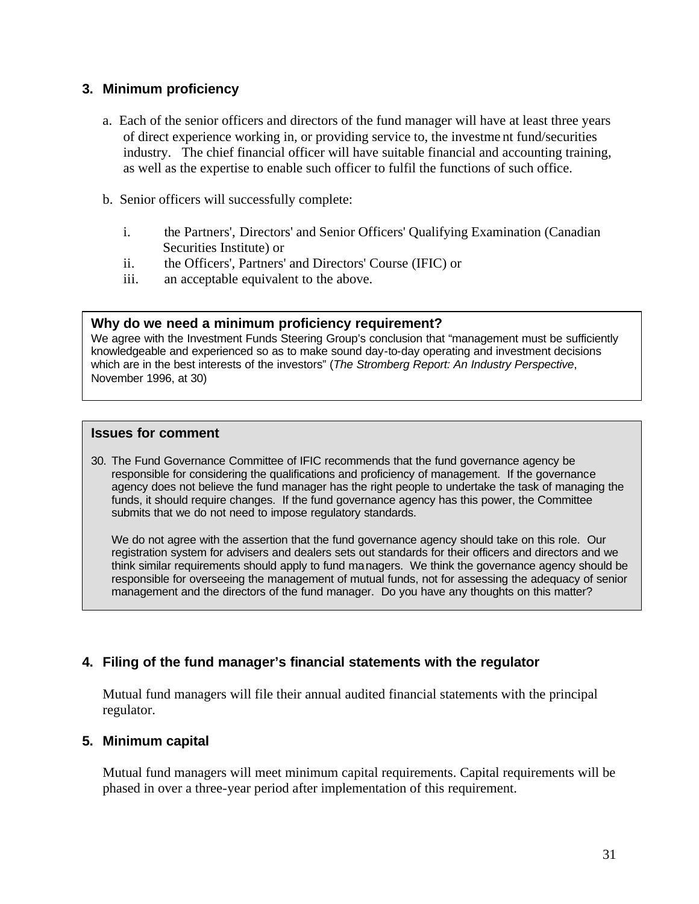### 3. Minimum proficiency

a. Each of the senior officers and directors of the fund manager will have at least three years of direct experience working in, or providing service to, the investment fund/securities industry. The chief financial officer will have suitable financial and accounting training, as well as the expertise to enable such officer to fulfil the functions of such office.

b. Senior officers will successfully complete:

   i. the Partners', Directors' and Senior Officers' Qualifying Examination (Canadian Securities Institute) or
   ii. the Officers', Partners' and Directors' Course (IFIC) or
   iii. an acceptable equivalent to the above.

**Why do we need a minimum proficiency requirement?**

We agree with the Investment Funds Steering Group's conclusion that "management must be sufficiently knowledgeable and experienced so as to make sound day-to-day operating and investment decisions which are in the best interests of the investors" (*The Stromberg Report: An Industry Perspective*, November 1996, at 30)

**Issues for comment**

30. The Fund Governance Committee of IFIC recommends that the fund governance agency be responsible for considering the qualifications and proficiency of management. If the governance agency does not believe the fund manager has the right people to undertake the task of managing the funds, it should require changes. If the fund governance agency has this power, the Committee submits that we do not need to impose regulatory standards.

    We do not agree with the assertion that the fund governance agency should take on this role. Our registration system for advisers and dealers sets out standards for their officers and directors and we think similar requirements should apply to fund managers. We think the governance agency should be responsible for overseeing the management of mutual funds, not for assessing the adequacy of senior management and the directors of the fund manager. Do you have any thoughts on this matter?

### 4. Filing of the fund manager's financial statements with the regulator

Mutual fund managers will file their annual audited financial statements with the principal regulator.

### 5. Minimum capital

Mutual fund managers will meet minimum capital requirements. Capital requirements will be phased in over a three-year period after implementation of this requirement.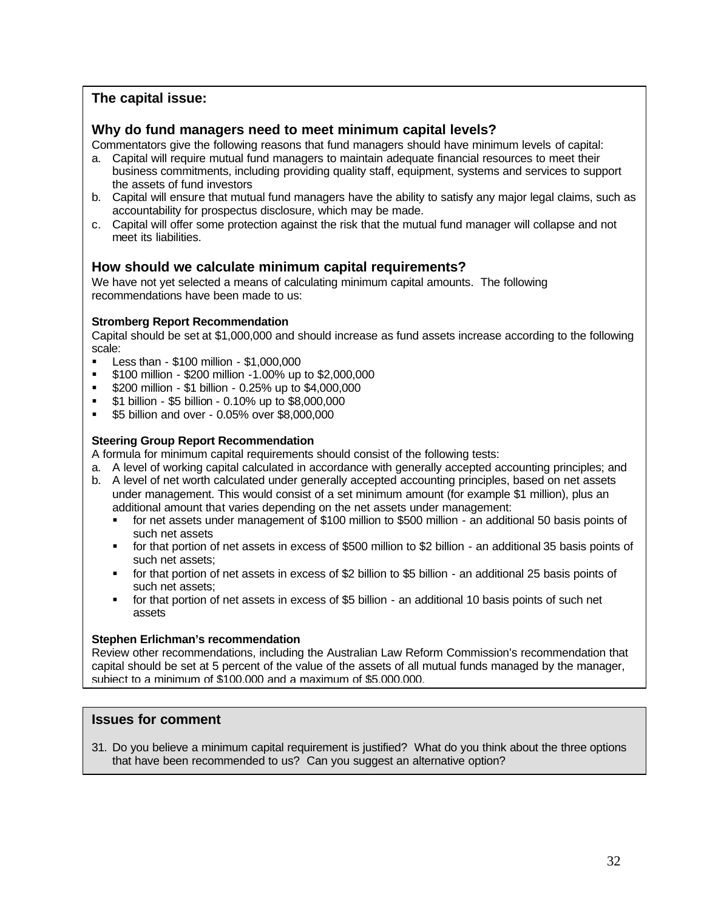### The capital issue:

## Why do fund managers need to meet minimum capital levels?

Commentators give the following reasons that fund managers should have minimum levels of capital:

a. Capital will require mutual fund managers to maintain adequate financial resources to meet their business commitments, including providing quality staff, equipment, systems and services to support the assets of fund investors
b. Capital will ensure that mutual fund managers have the ability to satisfy any major legal claims, such as accountability for prospectus disclosure, which may be made.
c. Capital will offer some protection against the risk that the mutual fund manager will collapse and not meet its liabilities.

## How should we calculate minimum capital requirements?

We have not yet selected a means of calculating minimum capital amounts. The following recommendations have been made to us:

**Stromberg Report Recommendation**

Capital should be set at $1,000,000 and should increase as fund assets increase according to the following scale:

- Less than - $100 million - $1,000,000
- $100 million - $200 million -1.00% up to $2,000,000
- $200 million - $1 billion - 0.25% up to $4,000,000
- $1 billion - $5 billion - 0.10% up to $8,000,000
- $5 billion and over - 0.05% over $8,000,000

**Steering Group Report Recommendation**

A formula for minimum capital requirements should consist of the following tests:

a. A level of working capital calculated in accordance with generally accepted accounting principles; and
b. A level of net worth calculated under generally accepted accounting principles, based on net assets under management. This would consist of a set minimum amount (for example $1 million), plus an additional amount that varies depending on the net assets under management:
   - for net assets under management of $100 million to $500 million - an additional 50 basis points of such net assets
   - for that portion of net assets in excess of $500 million to $2 billion - an additional 35 basis points of such net assets;
   - for that portion of net assets in excess of $2 billion to $5 billion - an additional 25 basis points of such net assets;
   - for that portion of net assets in excess of $5 billion - an additional 10 basis points of such net assets

**Stephen Erlichman's recommendation**

Review other recommendations, including the Australian Law Reform Commission's recommendation that capital should be set at 5 percent of the value of the assets of all mutual funds managed by the manager, subject to a minimum of $100,000 and a maximum of $5,000,000.

### Issues for comment

31. Do you believe a minimum capital requirement is justified? What do you think about the three options that have been recommended to us? Can you suggest an alternative option?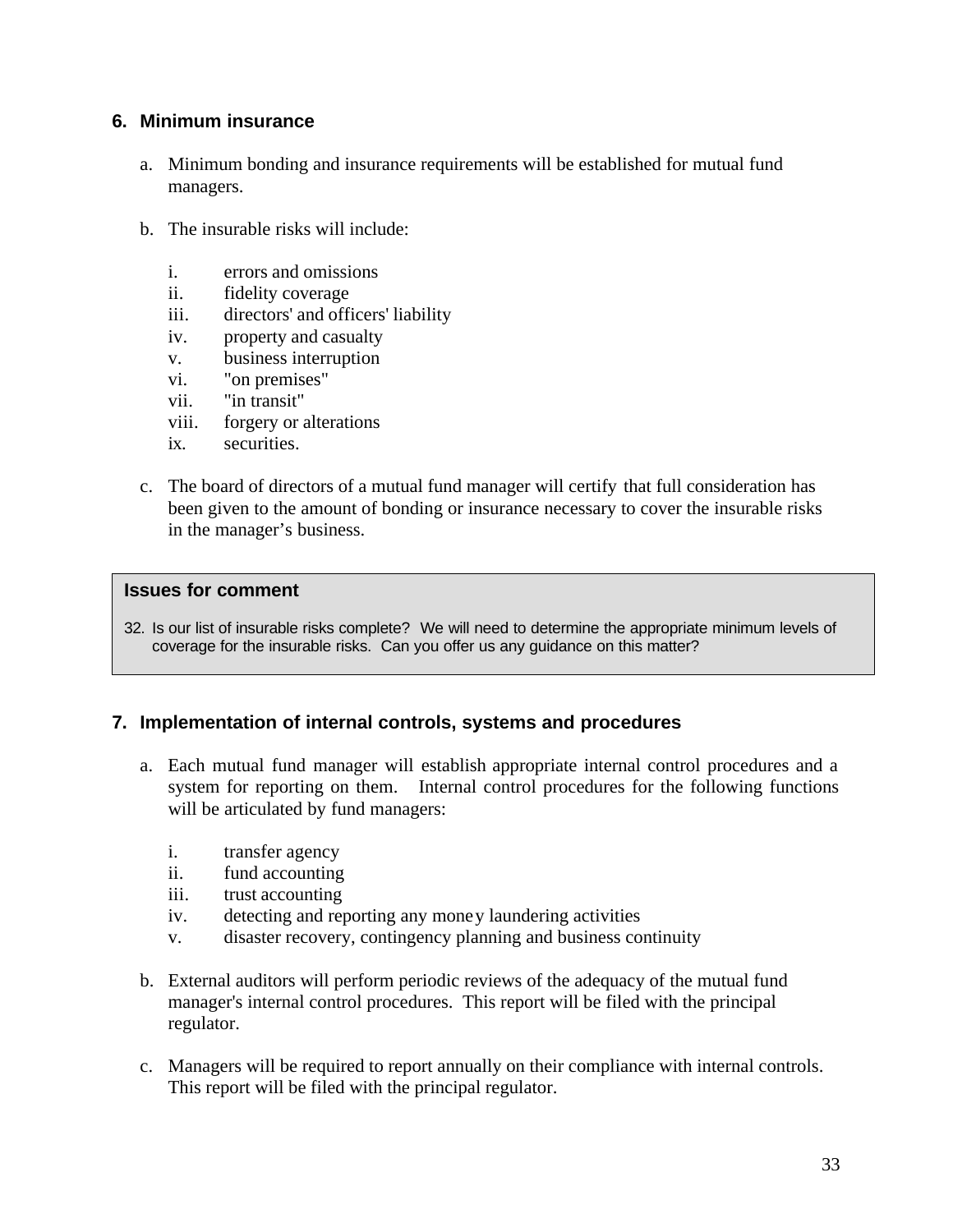## 6. Minimum insurance

a. Minimum bonding and insurance requirements will be established for mutual fund managers.

b. The insurable risks will include:

    i. errors and omissions
    ii. fidelity coverage
    iii. directors' and officers' liability
    iv. property and casualty
    v. business interruption
    vi. "on premises"
    vii. "in transit"
    viii. forgery or alterations
    ix. securities.

c. The board of directors of a mutual fund manager will certify that full consideration has been given to the amount of bonding or insurance necessary to cover the insurable risks in the manager's business.

> **Issues for comment**
>
> 32. Is our list of insurable risks complete? We will need to determine the appropriate minimum levels of coverage for the insurable risks. Can you offer us any guidance on this matter?

## 7. Implementation of internal controls, systems and procedures

a. Each mutual fund manager will establish appropriate internal control procedures and a system for reporting on them. Internal control procedures for the following functions will be articulated by fund managers:

    i. transfer agency
    ii. fund accounting
    iii. trust accounting
    iv. detecting and reporting any money laundering activities
    v. disaster recovery, contingency planning and business continuity

b. External auditors will perform periodic reviews of the adequacy of the mutual fund manager's internal control procedures. This report will be filed with the principal regulator.

c. Managers will be required to report annually on their compliance with internal controls. This report will be filed with the principal regulator.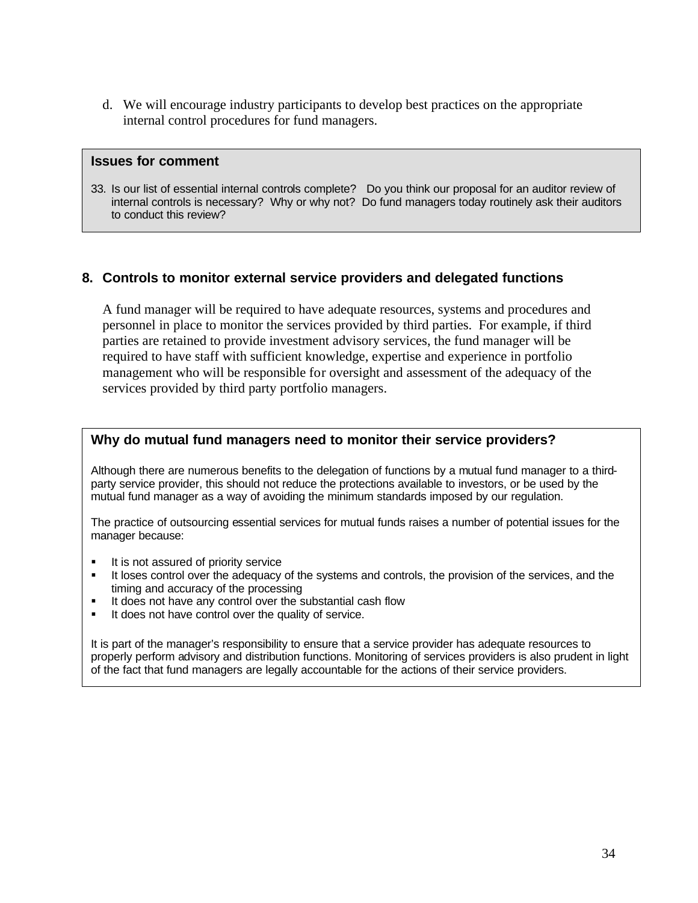d. We will encourage industry participants to develop best practices on the appropriate internal control procedures for fund managers.

> **Issues for comment**
>
> 33. Is our list of essential internal controls complete? Do you think our proposal for an auditor review of internal controls is necessary? Why or why not? Do fund managers today routinely ask their auditors to conduct this review?

## 8. Controls to monitor external service providers and delegated functions

A fund manager will be required to have adequate resources, systems and procedures and personnel in place to monitor the services provided by third parties. For example, if third parties are retained to provide investment advisory services, the fund manager will be required to have staff with sufficient knowledge, expertise and experience in portfolio management who will be responsible for oversight and assessment of the adequacy of the services provided by third party portfolio managers.

> **Why do mutual fund managers need to monitor their service providers?**
>
> Although there are numerous benefits to the delegation of functions by a mutual fund manager to a third-party service provider, this should not reduce the protections available to investors, or be used by the mutual fund manager as a way of avoiding the minimum standards imposed by our regulation.
>
> The practice of outsourcing essential services for mutual funds raises a number of potential issues for the manager because:
>
> - It is not assured of priority service
> - It loses control over the adequacy of the systems and controls, the provision of the services, and the timing and accuracy of the processing
> - It does not have any control over the substantial cash flow
> - It does not have control over the quality of service.
>
> It is part of the manager's responsibility to ensure that a service provider has adequate resources to properly perform advisory and distribution functions. Monitoring of services providers is also prudent in light of the fact that fund managers are legally accountable for the actions of their service providers.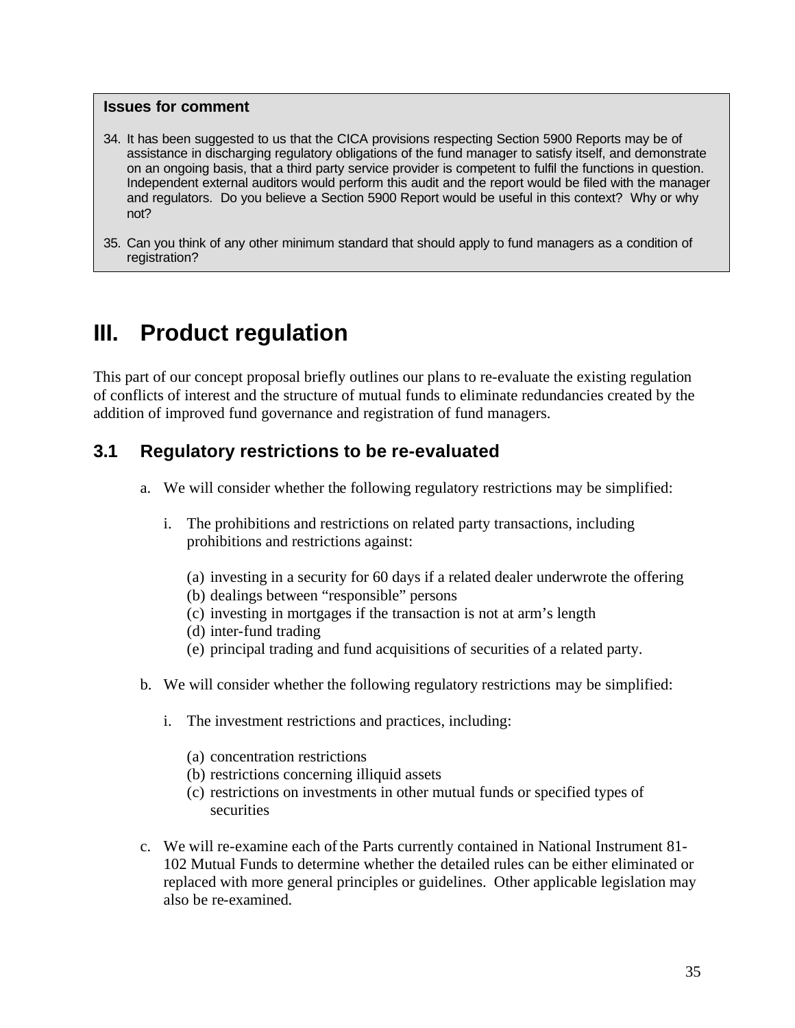**Issues for comment**

34. It has been suggested to us that the CICA provisions respecting Section 5900 Reports may be of assistance in discharging regulatory obligations of the fund manager to satisfy itself, and demonstrate on an ongoing basis, that a third party service provider is competent to fulfil the functions in question. Independent external auditors would perform this audit and the report would be filed with the manager and regulators. Do you believe a Section 5900 Report would be useful in this context? Why or why not?

35. Can you think of any other minimum standard that should apply to fund managers as a condition of registration?

# III. Product regulation

This part of our concept proposal briefly outlines our plans to re-evaluate the existing regulation of conflicts of interest and the structure of mutual funds to eliminate redundancies created by the addition of improved fund governance and registration of fund managers.

## 3.1 Regulatory restrictions to be re-evaluated

a. We will consider whether the following regulatory restrictions may be simplified:

   i. The prohibitions and restrictions on related party transactions, including prohibitions and restrictions against:

      (a) investing in a security for 60 days if a related dealer underwrote the offering
      (b) dealings between "responsible" persons
      (c) investing in mortgages if the transaction is not at arm's length
      (d) inter-fund trading
      (e) principal trading and fund acquisitions of securities of a related party.

b. We will consider whether the following regulatory restrictions may be simplified:

   i. The investment restrictions and practices, including:

      (a) concentration restrictions
      (b) restrictions concerning illiquid assets
      (c) restrictions on investments in other mutual funds or specified types of securities

c. We will re-examine each of the Parts currently contained in National Instrument 81-102 Mutual Funds to determine whether the detailed rules can be either eliminated or replaced with more general principles or guidelines. Other applicable legislation may also be re-examined.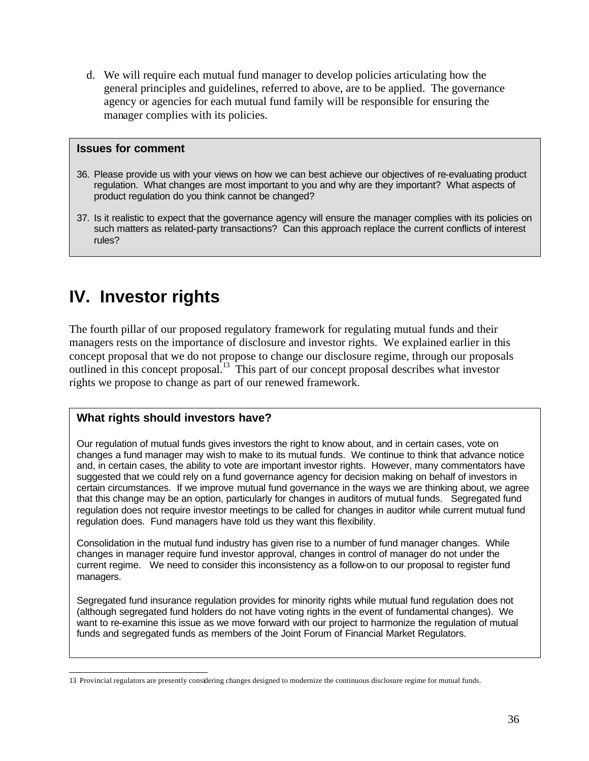d. We will require each mutual fund manager to develop policies articulating how the general principles and guidelines, referred to above, are to be applied. The governance agency or agencies for each mutual fund family will be responsible for ensuring the manager complies with its policies.

**Issues for comment**

36. Please provide us with your views on how we can best achieve our objectives of re-evaluating product regulation. What changes are most important to you and why are they important? What aspects of product regulation do you think cannot be changed?

37. Is it realistic to expect that the governance agency will ensure the manager complies with its policies on such matters as related-party transactions? Can this approach replace the current conflicts of interest rules?

# IV. Investor rights

The fourth pillar of our proposed regulatory framework for regulating mutual funds and their managers rests on the importance of disclosure and investor rights. We explained earlier in this concept proposal that we do not propose to change our disclosure regime, through our proposals outlined in this concept proposal.[13] This part of our concept proposal describes what investor rights we propose to change as part of our renewed framework.

**What rights should investors have?**

Our regulation of mutual funds gives investors the right to know about, and in certain cases, vote on changes a fund manager may wish to make to its mutual funds. We continue to think that advance notice and, in certain cases, the ability to vote are important investor rights. However, many commentators have suggested that we could rely on a fund governance agency for decision making on behalf of investors in certain circumstances. If we improve mutual fund governance in the ways we are thinking about, we agree that this change may be an option, particularly for changes in auditors of mutual funds. Segregated fund regulation does not require investor meetings to be called for changes in auditor while current mutual fund regulation does. Fund managers have told us they want this flexibility.

Consolidation in the mutual fund industry has given rise to a number of fund manager changes. While changes in manager require fund investor approval, changes in control of manager do not under the current regime. We need to consider this inconsistency as a follow-on to our proposal to register fund managers.

Segregated fund insurance regulation provides for minority rights while mutual fund regulation does not (although segregated fund holders do not have voting rights in the event of fundamental changes). We want to re-examine this issue as we move forward with our project to harmonize the regulation of mutual funds and segregated funds as members of the Joint Forum of Financial Market Regulators.

---

13 Provincial regulators are presently considering changes designed to modernize the continuous disclosure regime for mutual funds.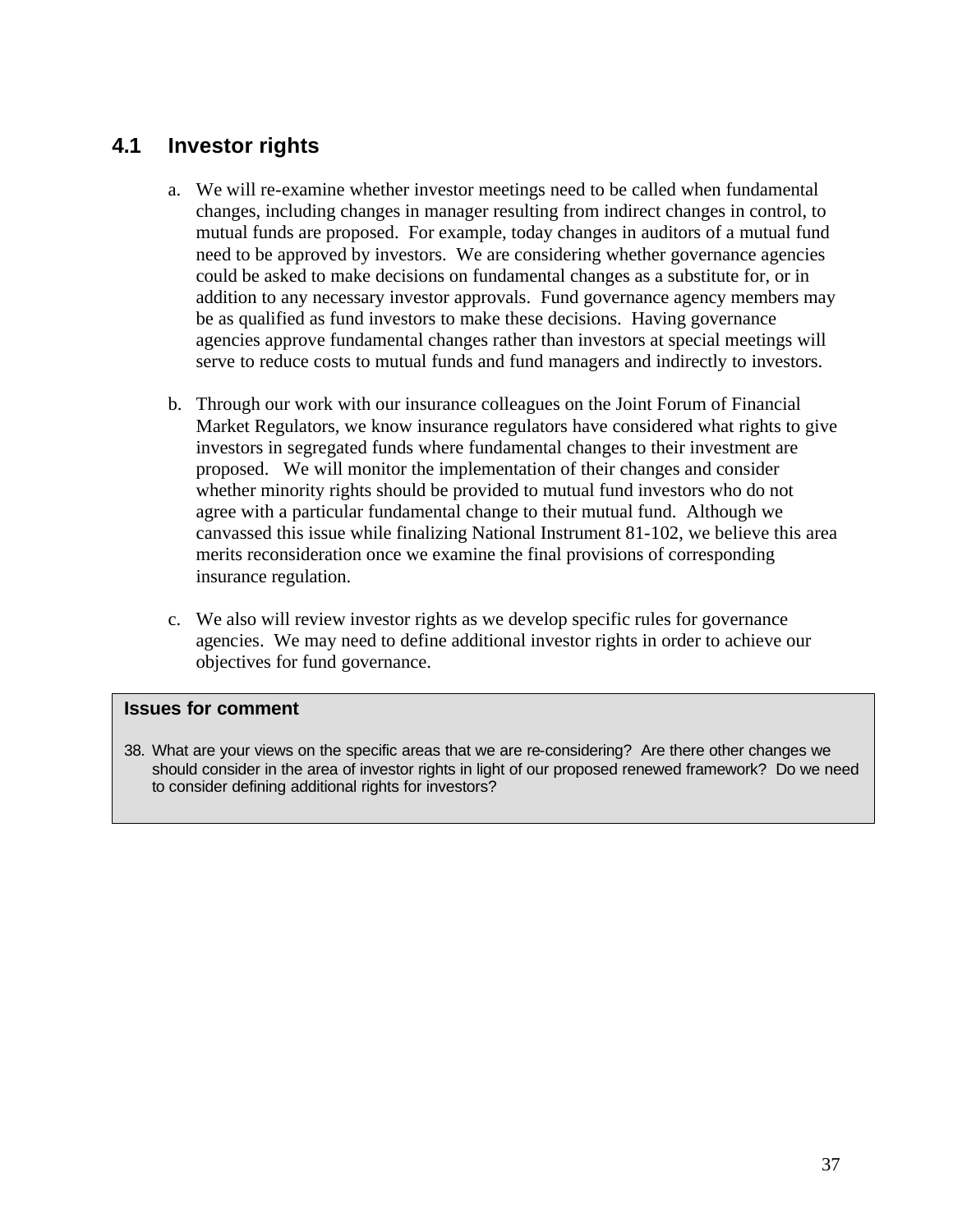## 4.1 Investor rights

a. We will re-examine whether investor meetings need to be called when fundamental changes, including changes in manager resulting from indirect changes in control, to mutual funds are proposed. For example, today changes in auditors of a mutual fund need to be approved by investors. We are considering whether governance agencies could be asked to make decisions on fundamental changes as a substitute for, or in addition to any necessary investor approvals. Fund governance agency members may be as qualified as fund investors to make these decisions. Having governance agencies approve fundamental changes rather than investors at special meetings will serve to reduce costs to mutual funds and fund managers and indirectly to investors.

b. Through our work with our insurance colleagues on the Joint Forum of Financial Market Regulators, we know insurance regulators have considered what rights to give investors in segregated funds where fundamental changes to their investment are proposed. We will monitor the implementation of their changes and consider whether minority rights should be provided to mutual fund investors who do not agree with a particular fundamental change to their mutual fund. Although we canvassed this issue while finalizing National Instrument 81-102, we believe this area merits reconsideration once we examine the final provisions of corresponding insurance regulation.

c. We also will review investor rights as we develop specific rules for governance agencies. We may need to define additional investor rights in order to achieve our objectives for fund governance.

**Issues for comment**

38. What are your views on the specific areas that we are re-considering? Are there other changes we should consider in the area of investor rights in light of our proposed renewed framework? Do we need to consider defining additional rights for investors?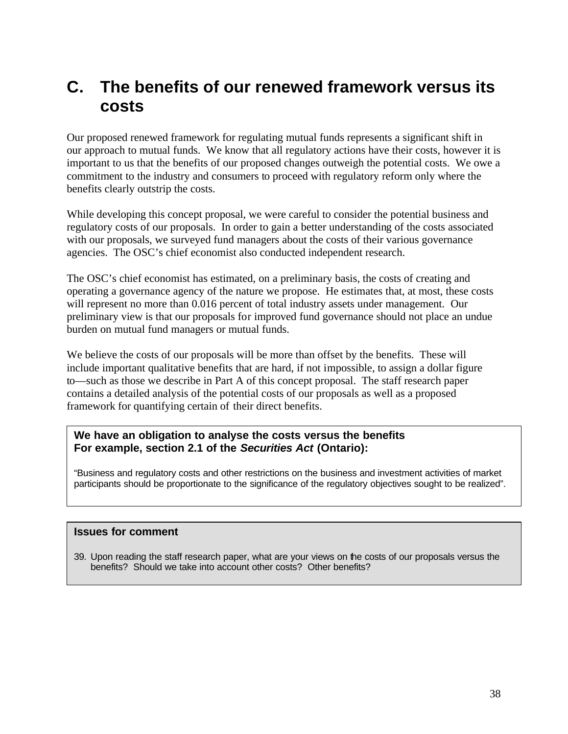# C. The benefits of our renewed framework versus its costs

Our proposed renewed framework for regulating mutual funds represents a significant shift in our approach to mutual funds. We know that all regulatory actions have their costs, however it is important to us that the benefits of our proposed changes outweigh the potential costs. We owe a commitment to the industry and consumers to proceed with regulatory reform only where the benefits clearly outstrip the costs.

While developing this concept proposal, we were careful to consider the potential business and regulatory costs of our proposals. In order to gain a better understanding of the costs associated with our proposals, we surveyed fund managers about the costs of their various governance agencies. The OSC's chief economist also conducted independent research.

The OSC's chief economist has estimated, on a preliminary basis, the costs of creating and operating a governance agency of the nature we propose. He estimates that, at most, these costs will represent no more than 0.016 percent of total industry assets under management. Our preliminary view is that our proposals for improved fund governance should not place an undue burden on mutual fund managers or mutual funds.

We believe the costs of our proposals will be more than offset by the benefits. These will include important qualitative benefits that are hard, if not impossible, to assign a dollar figure to—such as those we describe in Part A of this concept proposal. The staff research paper contains a detailed analysis of the potential costs of our proposals as well as a proposed framework for quantifying certain of their direct benefits.

**We have an obligation to analyse the costs versus the benefits**
**For example, section 2.1 of the *Securities Act* (Ontario):**

"Business and regulatory costs and other restrictions on the business and investment activities of market participants should be proportionate to the significance of the regulatory objectives sought to be realized".

**Issues for comment**

39. Upon reading the staff research paper, what are your views on the costs of our proposals versus the benefits? Should we take into account other costs? Other benefits?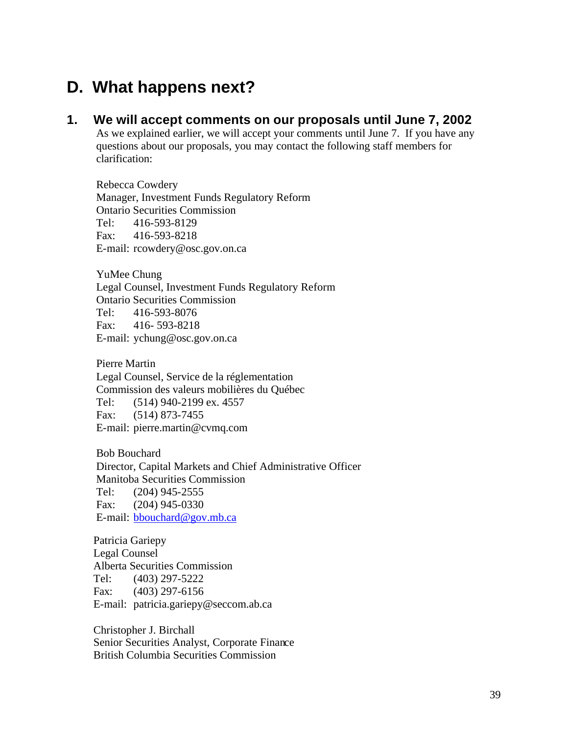# D. What happens next?

## 1. We will accept comments on our proposals until June 7, 2002

As we explained earlier, we will accept your comments until June 7. If you have any questions about our proposals, you may contact the following staff members for clarification:

Rebecca Cowdery  
Manager, Investment Funds Regulatory Reform  
Ontario Securities Commission  
Tel: 416-593-8129  
Fax: 416-593-8218  
E-mail: rcowdery@osc.gov.on.ca

YuMee Chung  
Legal Counsel, Investment Funds Regulatory Reform  
Ontario Securities Commission  
Tel: 416-593-8076  
Fax: 416- 593-8218  
E-mail: ychung@osc.gov.on.ca

Pierre Martin  
Legal Counsel, Service de la réglementation  
Commission des valeurs mobilières du Québec  
Tel: (514) 940-2199 ex. 4557  
Fax: (514) 873-7455  
E-mail: pierre.martin@cvmq.com

Bob Bouchard  
Director, Capital Markets and Chief Administrative Officer  
Manitoba Securities Commission  
Tel: (204) 945-2555  
Fax: (204) 945-0330  
E-mail: bbouchard@gov.mb.ca

Patricia Gariepy  
Legal Counsel  
Alberta Securities Commission  
Tel: (403) 297-5222  
Fax: (403) 297-6156  
E-mail: patricia.gariepy@seccom.ab.ca

Christopher J. Birchall  
Senior Securities Analyst, Corporate Finance  
British Columbia Securities Commission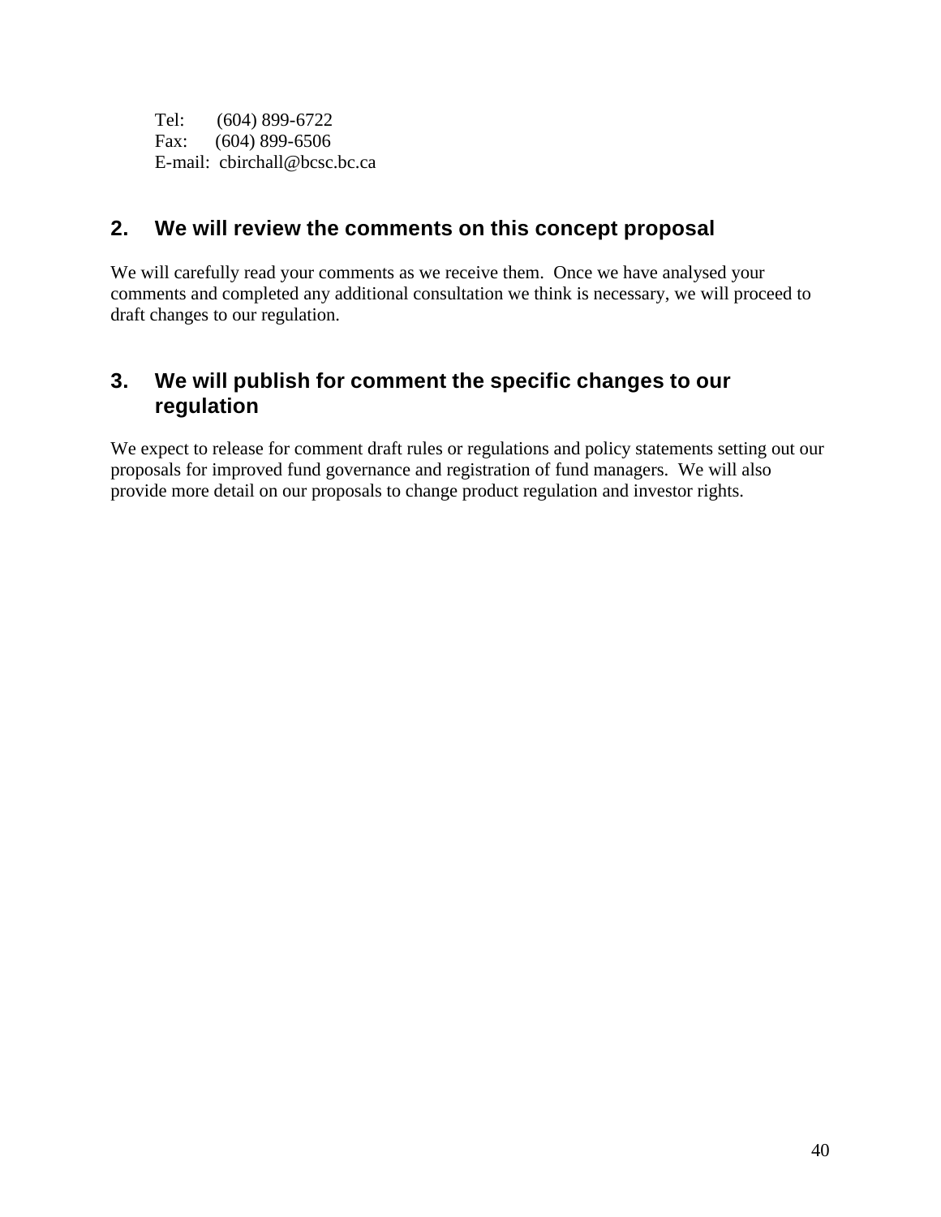Tel: (604) 899-6722
Fax: (604) 899-6506
E-mail: cbirchall@bcsc.bc.ca

## 2. We will review the comments on this concept proposal

We will carefully read your comments as we receive them. Once we have analysed your comments and completed any additional consultation we think is necessary, we will proceed to draft changes to our regulation.

## 3. We will publish for comment the specific changes to our regulation

We expect to release for comment draft rules or regulations and policy statements setting out our proposals for improved fund governance and registration of fund managers. We will also provide more detail on our proposals to change product regulation and investor rights.